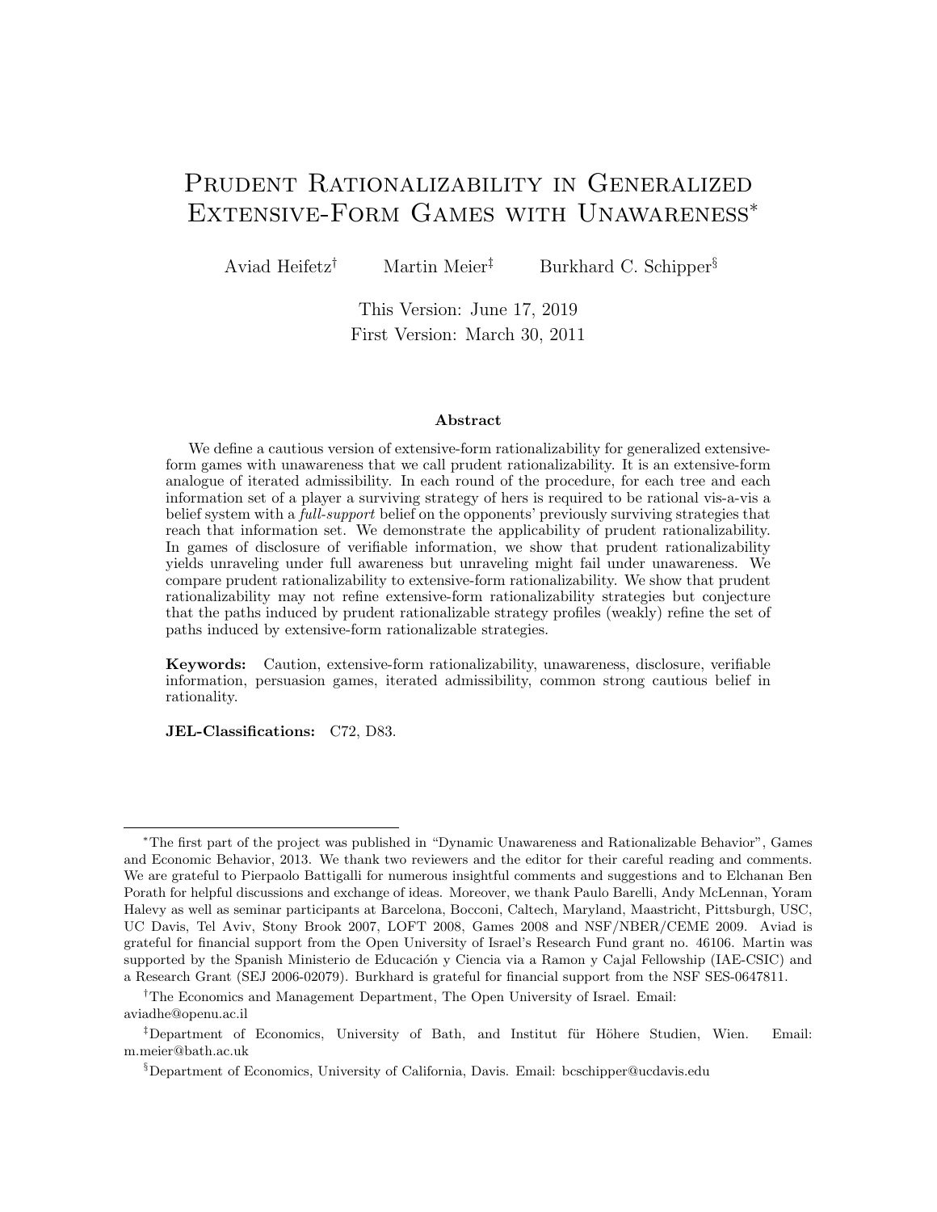# Prudent Rationalizability in Generalized Extensive-Form Games with Unawareness[*]

Aviad Heifetz[†] Martin Meier[‡] Burkhard C. Schipper[§]

This Version: June 17, 2019
First Version: March 30, 2011

## Abstract

We define a cautious version of extensive-form rationalizability for generalized extensive-form games with unawareness that we call prudent rationalizability. It is an extensive-form analogue of iterated admissibility. In each round of the procedure, for each tree and each information set of a player a surviving strategy of hers is required to be rational vis-a-vis a belief system with a *full-support* belief on the opponents' previously surviving strategies that reach that information set. We demonstrate the applicability of prudent rationalizability. In games of disclosure of verifiable information, we show that prudent rationalizability yields unraveling under full awareness but unraveling might fail under unawareness. We compare prudent rationalizability to extensive-form rationalizability. We show that prudent rationalizability may not refine extensive-form rationalizability strategies but conjecture that the paths induced by prudent rationalizable strategy profiles (weakly) refine the set of paths induced by extensive-form rationalizable strategies.

**Keywords:** Caution, extensive-form rationalizability, unawareness, disclosure, verifiable information, persuasion games, iterated admissibility, common strong cautious belief in rationality.

**JEL-Classifications:** C72, D83.

---

[*]The first part of the project was published in "Dynamic Unawareness and Rationalizable Behavior", Games and Economic Behavior, 2013. We thank two reviewers and the editor for their careful reading and comments. We are grateful to Pierpaolo Battigalli for numerous insightful comments and suggestions and to Elchanan Ben Porath for helpful discussions and exchange of ideas. Moreover, we thank Paulo Barelli, Andy McLennan, Yoram Halevy as well as seminar participants at Barcelona, Bocconi, Caltech, Maryland, Maastricht, Pittsburgh, USC, UC Davis, Tel Aviv, Stony Brook 2007, LOFT 2008, Games 2008 and NSF/NBER/CEME 2009. Aviad is grateful for financial support from the Open University of Israel's Research Fund grant no. 46106. Martin was supported by the Spanish Ministerio de Educación y Ciencia via a Ramon y Cajal Fellowship (IAE-CSIC) and a Research Grant (SEJ 2006-02079). Burkhard is grateful for financial support from the NSF SES-0647811.

[†]The Economics and Management Department, The Open University of Israel. Email: aviadhe@openu.ac.il

[‡]Department of Economics, University of Bath, and Institut für Höhere Studien, Wien. Email: m.meier@bath.ac.uk

[§]Department of Economics, University of California, Davis. Email: bcschipper@ucdavis.edu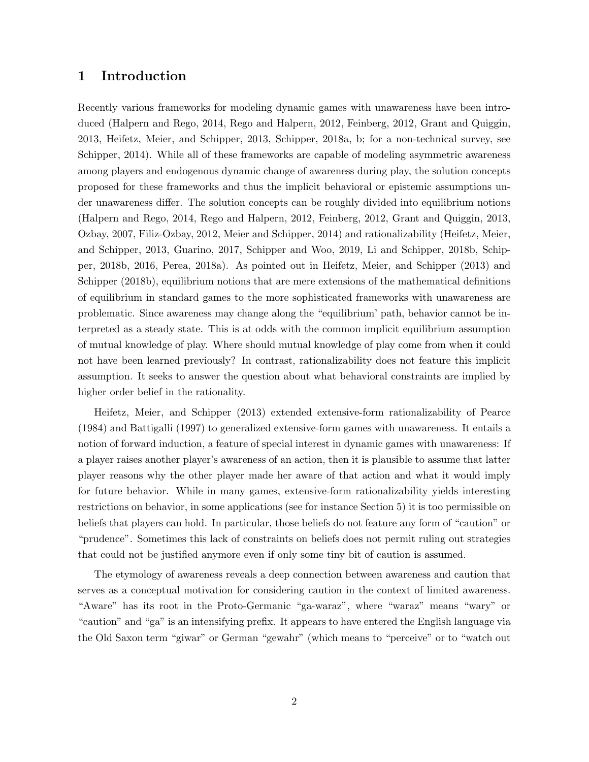## 1 Introduction

Recently various frameworks for modeling dynamic games with unawareness have been introduced (Halpern and Rego, 2014, Rego and Halpern, 2012, Feinberg, 2012, Grant and Quiggin, 2013, Heifetz, Meier, and Schipper, 2013, Schipper, 2018a, b; for a non-technical survey, see Schipper, 2014). While all of these frameworks are capable of modeling asymmetric awareness among players and endogenous dynamic change of awareness during play, the solution concepts proposed for these frameworks and thus the implicit behavioral or epistemic assumptions under unawareness differ. The solution concepts can be roughly divided into equilibrium notions (Halpern and Rego, 2014, Rego and Halpern, 2012, Feinberg, 2012, Grant and Quiggin, 2013, Ozbay, 2007, Filiz-Ozbay, 2012, Meier and Schipper, 2014) and rationalizability (Heifetz, Meier, and Schipper, 2013, Guarino, 2017, Schipper and Woo, 2019, Li and Schipper, 2018b, Schipper, 2018b, 2016, Perea, 2018a). As pointed out in Heifetz, Meier, and Schipper (2013) and Schipper (2018b), equilibrium notions that are mere extensions of the mathematical definitions of equilibrium in standard games to the more sophisticated frameworks with unawareness are problematic. Since awareness may change along the "equilibrium' path, behavior cannot be interpreted as a steady state. This is at odds with the common implicit equilibrium assumption of mutual knowledge of play. Where should mutual knowledge of play come from when it could not have been learned previously? In contrast, rationalizability does not feature this implicit assumption. It seeks to answer the question about what behavioral constraints are implied by higher order belief in the rationality.

Heifetz, Meier, and Schipper (2013) extended extensive-form rationalizability of Pearce (1984) and Battigalli (1997) to generalized extensive-form games with unawareness. It entails a notion of forward induction, a feature of special interest in dynamic games with unawareness: If a player raises another player's awareness of an action, then it is plausible to assume that latter player reasons why the other player made her aware of that action and what it would imply for future behavior. While in many games, extensive-form rationalizability yields interesting restrictions on behavior, in some applications (see for instance Section 5) it is too permissible on beliefs that players can hold. In particular, those beliefs do not feature any form of "caution" or "prudence". Sometimes this lack of constraints on beliefs does not permit ruling out strategies that could not be justified anymore even if only some tiny bit of caution is assumed.

The etymology of awareness reveals a deep connection between awareness and caution that serves as a conceptual motivation for considering caution in the context of limited awareness. "Aware" has its root in the Proto-Germanic "ga-waraz", where "waraz" means "wary" or "caution" and "ga" is an intensifying prefix. It appears to have entered the English language via the Old Saxon term "giwar" or German "gewahr" (which means to "perceive" or to "watch out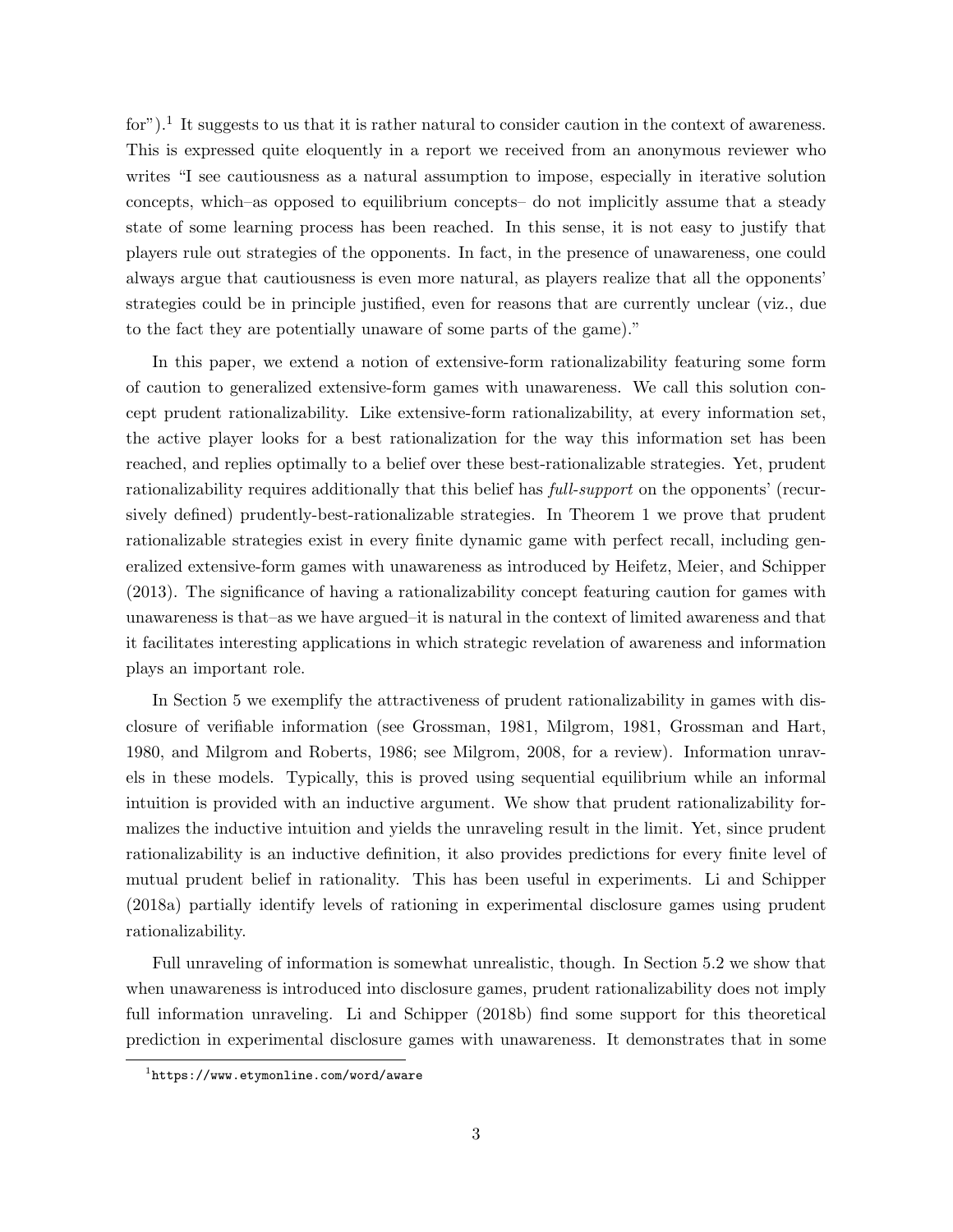for").[1] It suggests to us that it is rather natural to consider caution in the context of awareness. This is expressed quite eloquently in a report we received from an anonymous reviewer who writes "I see cautiousness as a natural assumption to impose, especially in iterative solution concepts, which–as opposed to equilibrium concepts– do not implicitly assume that a steady state of some learning process has been reached. In this sense, it is not easy to justify that players rule out strategies of the opponents. In fact, in the presence of unawareness, one could always argue that cautiousness is even more natural, as players realize that all the opponents' strategies could be in principle justified, even for reasons that are currently unclear (viz., due to the fact they are potentially unaware of some parts of the game)."

In this paper, we extend a notion of extensive-form rationalizability featuring some form of caution to generalized extensive-form games with unawareness. We call this solution concept prudent rationalizability. Like extensive-form rationalizability, at every information set, the active player looks for a best rationalization for the way this information set has been reached, and replies optimally to a belief over these best-rationalizable strategies. Yet, prudent rationalizability requires additionally that this belief has *full-support* on the opponents' (recursively defined) prudently-best-rationalizable strategies. In Theorem 1 we prove that prudent rationalizable strategies exist in every finite dynamic game with perfect recall, including generalized extensive-form games with unawareness as introduced by Heifetz, Meier, and Schipper (2013). The significance of having a rationalizability concept featuring caution for games with unawareness is that–as we have argued–it is natural in the context of limited awareness and that it facilitates interesting applications in which strategic revelation of awareness and information plays an important role.

In Section 5 we exemplify the attractiveness of prudent rationalizability in games with disclosure of verifiable information (see Grossman, 1981, Milgrom, 1981, Grossman and Hart, 1980, and Milgrom and Roberts, 1986; see Milgrom, 2008, for a review). Information unravels in these models. Typically, this is proved using sequential equilibrium while an informal intuition is provided with an inductive argument. We show that prudent rationalizability formalizes the inductive intuition and yields the unraveling result in the limit. Yet, since prudent rationalizability is an inductive definition, it also provides predictions for every finite level of mutual prudent belief in rationality. This has been useful in experiments. Li and Schipper (2018a) partially identify levels of rationing in experimental disclosure games using prudent rationalizability.

Full unraveling of information is somewhat unrealistic, though. In Section 5.2 we show that when unawareness is introduced into disclosure games, prudent rationalizability does not imply full information unraveling. Li and Schipper (2018b) find some support for this theoretical prediction in experimental disclosure games with unawareness. It demonstrates that in some

[1] https://www.etymonline.com/word/aware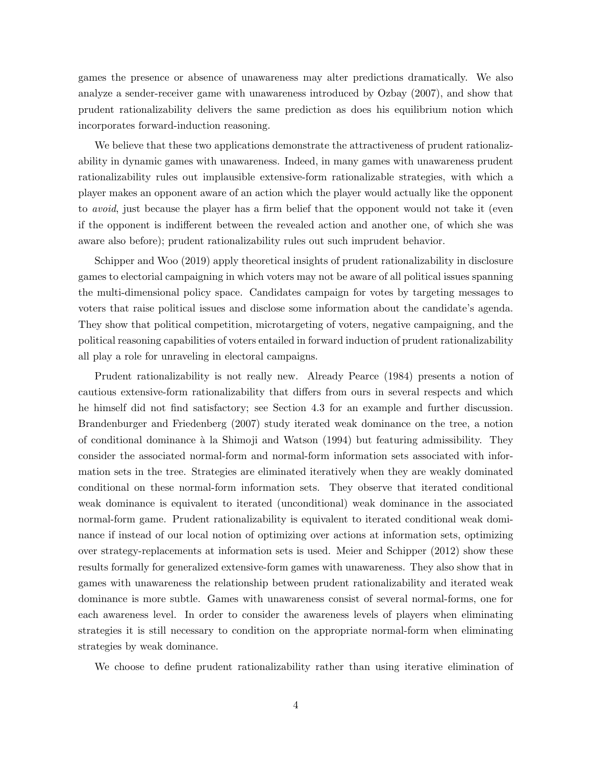games the presence or absence of unawareness may alter predictions dramatically. We also analyze a sender-receiver game with unawareness introduced by Ozbay (2007), and show that prudent rationalizability delivers the same prediction as does his equilibrium notion which incorporates forward-induction reasoning.

We believe that these two applications demonstrate the attractiveness of prudent rationalizability in dynamic games with unawareness. Indeed, in many games with unawareness prudent rationalizability rules out implausible extensive-form rationalizable strategies, with which a player makes an opponent aware of an action which the player would actually like the opponent to *avoid*, just because the player has a firm belief that the opponent would not take it (even if the opponent is indifferent between the revealed action and another one, of which she was aware also before); prudent rationalizability rules out such imprudent behavior.

Schipper and Woo (2019) apply theoretical insights of prudent rationalizability in disclosure games to electorial campaigning in which voters may not be aware of all political issues spanning the multi-dimensional policy space. Candidates campaign for votes by targeting messages to voters that raise political issues and disclose some information about the candidate's agenda. They show that political competition, microtargeting of voters, negative campaigning, and the political reasoning capabilities of voters entailed in forward induction of prudent rationalizability all play a role for unraveling in electoral campaigns.

Prudent rationalizability is not really new. Already Pearce (1984) presents a notion of cautious extensive-form rationalizability that differs from ours in several respects and which he himself did not find satisfactory; see Section 4.3 for an example and further discussion. Brandenburger and Friedenberg (2007) study iterated weak dominance on the tree, a notion of conditional dominance à la Shimoji and Watson (1994) but featuring admissibility. They consider the associated normal-form and normal-form information sets associated with information sets in the tree. Strategies are eliminated iteratively when they are weakly dominated conditional on these normal-form information sets. They observe that iterated conditional weak dominance is equivalent to iterated (unconditional) weak dominance in the associated normal-form game. Prudent rationalizability is equivalent to iterated conditional weak dominance if instead of our local notion of optimizing over actions at information sets, optimizing over strategy-replacements at information sets is used. Meier and Schipper (2012) show these results formally for generalized extensive-form games with unawareness. They also show that in games with unawareness the relationship between prudent rationalizability and iterated weak dominance is more subtle. Games with unawareness consist of several normal-forms, one for each awareness level. In order to consider the awareness levels of players when eliminating strategies it is still necessary to condition on the appropriate normal-form when eliminating strategies by weak dominance.

We choose to define prudent rationalizability rather than using iterative elimination of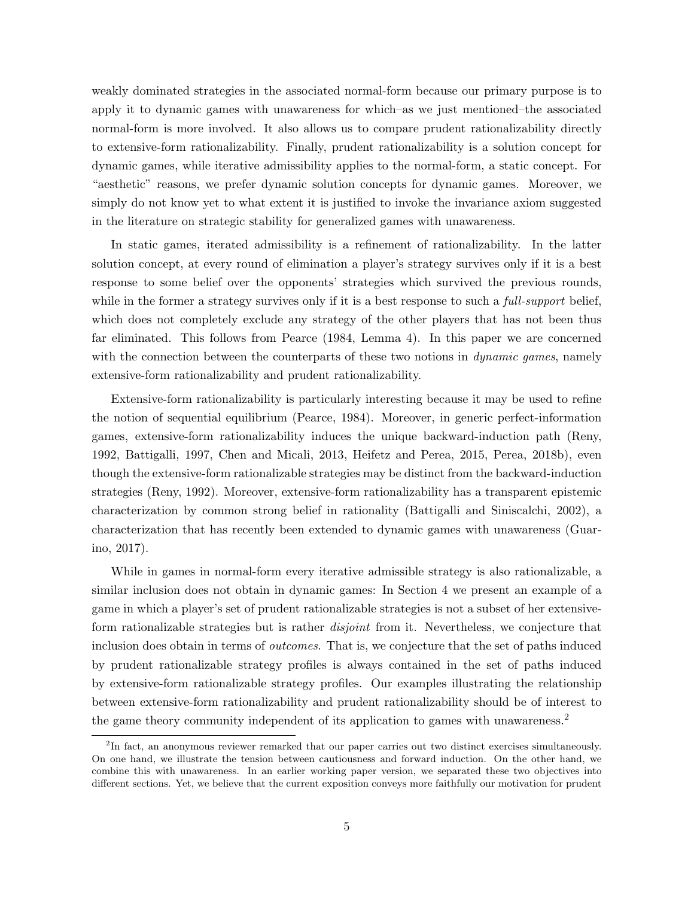weakly dominated strategies in the associated normal-form because our primary purpose is to apply it to dynamic games with unawareness for which–as we just mentioned–the associated normal-form is more involved. It also allows us to compare prudent rationalizability directly to extensive-form rationalizability. Finally, prudent rationalizability is a solution concept for dynamic games, while iterative admissibility applies to the normal-form, a static concept. For "aesthetic" reasons, we prefer dynamic solution concepts for dynamic games. Moreover, we simply do not know yet to what extent it is justified to invoke the invariance axiom suggested in the literature on strategic stability for generalized games with unawareness.

In static games, iterated admissibility is a refinement of rationalizability. In the latter solution concept, at every round of elimination a player's strategy survives only if it is a best response to some belief over the opponents' strategies which survived the previous rounds, while in the former a strategy survives only if it is a best response to such a *full-support* belief, which does not completely exclude any strategy of the other players that has not been thus far eliminated. This follows from Pearce (1984, Lemma 4). In this paper we are concerned with the connection between the counterparts of these two notions in *dynamic games*, namely extensive-form rationalizability and prudent rationalizability.

Extensive-form rationalizability is particularly interesting because it may be used to refine the notion of sequential equilibrium (Pearce, 1984). Moreover, in generic perfect-information games, extensive-form rationalizability induces the unique backward-induction path (Reny, 1992, Battigalli, 1997, Chen and Micali, 2013, Heifetz and Perea, 2015, Perea, 2018b), even though the extensive-form rationalizable strategies may be distinct from the backward-induction strategies (Reny, 1992). Moreover, extensive-form rationalizability has a transparent epistemic characterization by common strong belief in rationality (Battigalli and Siniscalchi, 2002), a characterization that has recently been extended to dynamic games with unawareness (Guarino, 2017).

While in games in normal-form every iterative admissible strategy is also rationalizable, a similar inclusion does not obtain in dynamic games: In Section 4 we present an example of a game in which a player's set of prudent rationalizable strategies is not a subset of her extensive-form rationalizable strategies but is rather *disjoint* from it. Nevertheless, we conjecture that inclusion does obtain in terms of *outcomes*. That is, we conjecture that the set of paths induced by prudent rationalizable strategy profiles is always contained in the set of paths induced by extensive-form rationalizable strategy profiles. Our examples illustrating the relationship between extensive-form rationalizability and prudent rationalizability should be of interest to the game theory community independent of its application to games with unawareness.[2]

[2]In fact, an anonymous reviewer remarked that our paper carries out two distinct exercises simultaneously. On one hand, we illustrate the tension between cautiousness and forward induction. On the other hand, we combine this with unawareness. In an earlier working paper version, we separated these two objectives into different sections. Yet, we believe that the current exposition conveys more faithfully our motivation for prudent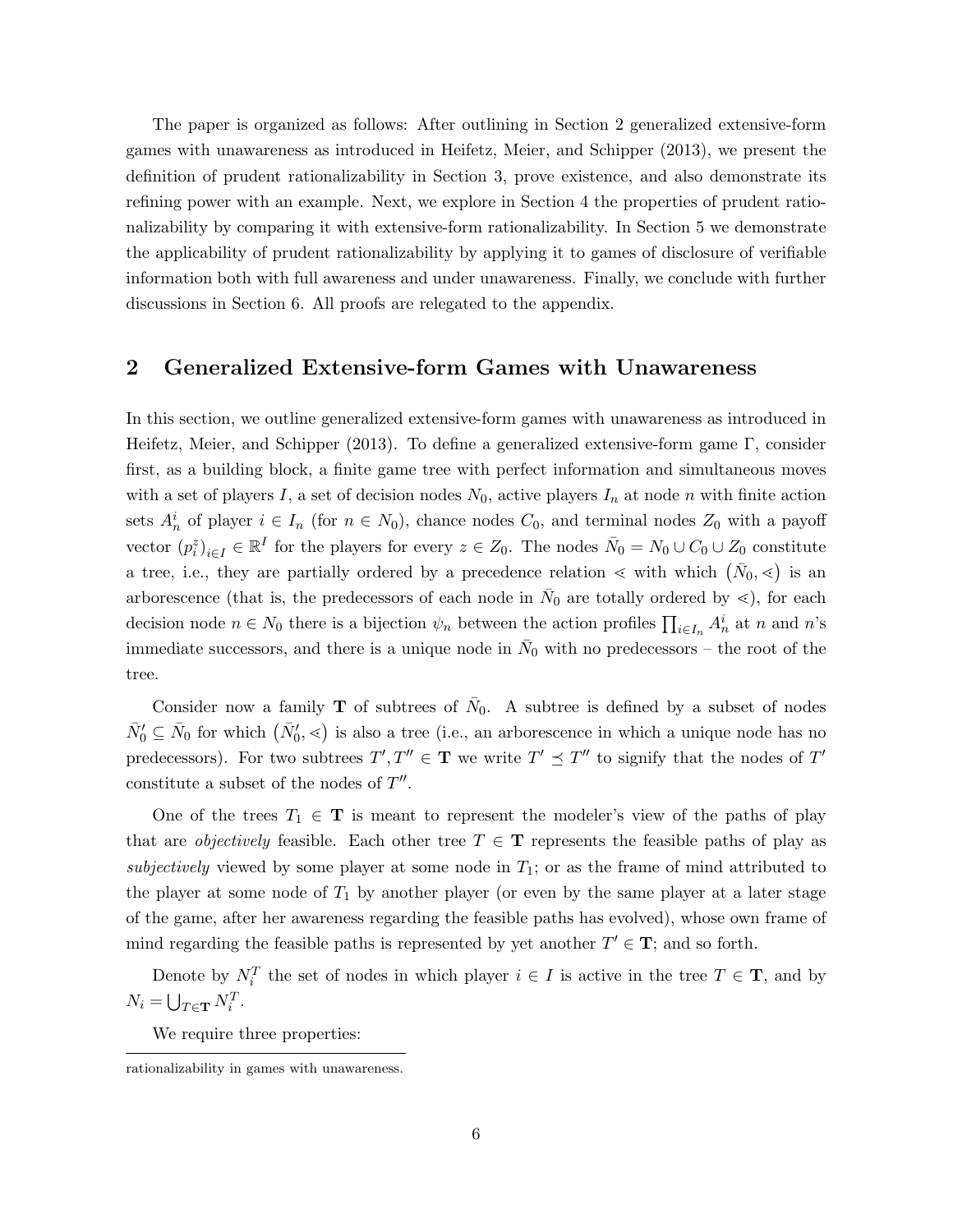The paper is organized as follows: After outlining in Section 2 generalized extensive-form games with unawareness as introduced in Heifetz, Meier, and Schipper (2013), we present the definition of prudent rationalizability in Section 3, prove existence, and also demonstrate its refining power with an example. Next, we explore in Section 4 the properties of prudent rationalizability by comparing it with extensive-form rationalizability. In Section 5 we demonstrate the applicability of prudent rationalizability by applying it to games of disclosure of verifiable information both with full awareness and under unawareness. Finally, we conclude with further discussions in Section 6. All proofs are relegated to the appendix.

## 2 Generalized Extensive-form Games with Unawareness

In this section, we outline generalized extensive-form games with unawareness as introduced in Heifetz, Meier, and Schipper (2013). To define a generalized extensive-form game $\Gamma$, consider first, as a building block, a finite game tree with perfect information and simultaneous moves with a set of players $I$, a set of decision nodes $N_0$, active players $I_n$ at node $n$ with finite action sets $A_n^i$ of player $i \in I_n$ (for $n \in N_0$), chance nodes $C_0$, and terminal nodes $Z_0$ with a payoff vector $(p_i^z)_{i \in I} \in \mathbb{R}^I$ for the players for every $z \in Z_0$. The nodes $\bar{N}_0 = N_0 \cup C_0 \cup Z_0$ constitute a tree, i.e., they are partially ordered by a precedence relation $\lessdot$ with which $(\bar{N}_0, \lessdot)$ is an arborescence (that is, the predecessors of each node in $\bar{N}_0$ are totally ordered by $\lessdot$), for each decision node $n \in N_0$ there is a bijection $\psi_n$ between the action profiles $\prod_{i \in I_n} A_n^i$ at $n$ and $n$'s immediate successors, and there is a unique node in $\bar{N}_0$ with no predecessors – the root of the tree.

Consider now a family $\mathbf{T}$ of subtrees of $\bar{N}_0$. A subtree is defined by a subset of nodes $\bar{N}_0' \subseteq \bar{N}_0$ for which $(\bar{N}_0', \lessdot)$ is also a tree (i.e., an arborescence in which a unique node has no predecessors). For two subtrees $T', T'' \in \mathbf{T}$ we write $T' \preceq T''$ to signify that the nodes of $T'$ constitute a subset of the nodes of $T''$.

One of the trees $T_1 \in \mathbf{T}$ is meant to represent the modeler's view of the paths of play that are *objectively* feasible. Each other tree $T \in \mathbf{T}$ represents the feasible paths of play as *subjectively* viewed by some player at some node in $T_1$; or as the frame of mind attributed to the player at some node of $T_1$ by another player (or even by the same player at a later stage of the game, after her awareness regarding the feasible paths has evolved), whose own frame of mind regarding the feasible paths is represented by yet another $T' \in \mathbf{T}$; and so forth.

Denote by $N_i^T$ the set of nodes in which player $i \in I$ is active in the tree $T \in \mathbf{T}$, and by $N_i = \bigcup_{T \in \mathbf{T}} N_i^T$.

We require three properties:

rationalizability in games with unawareness.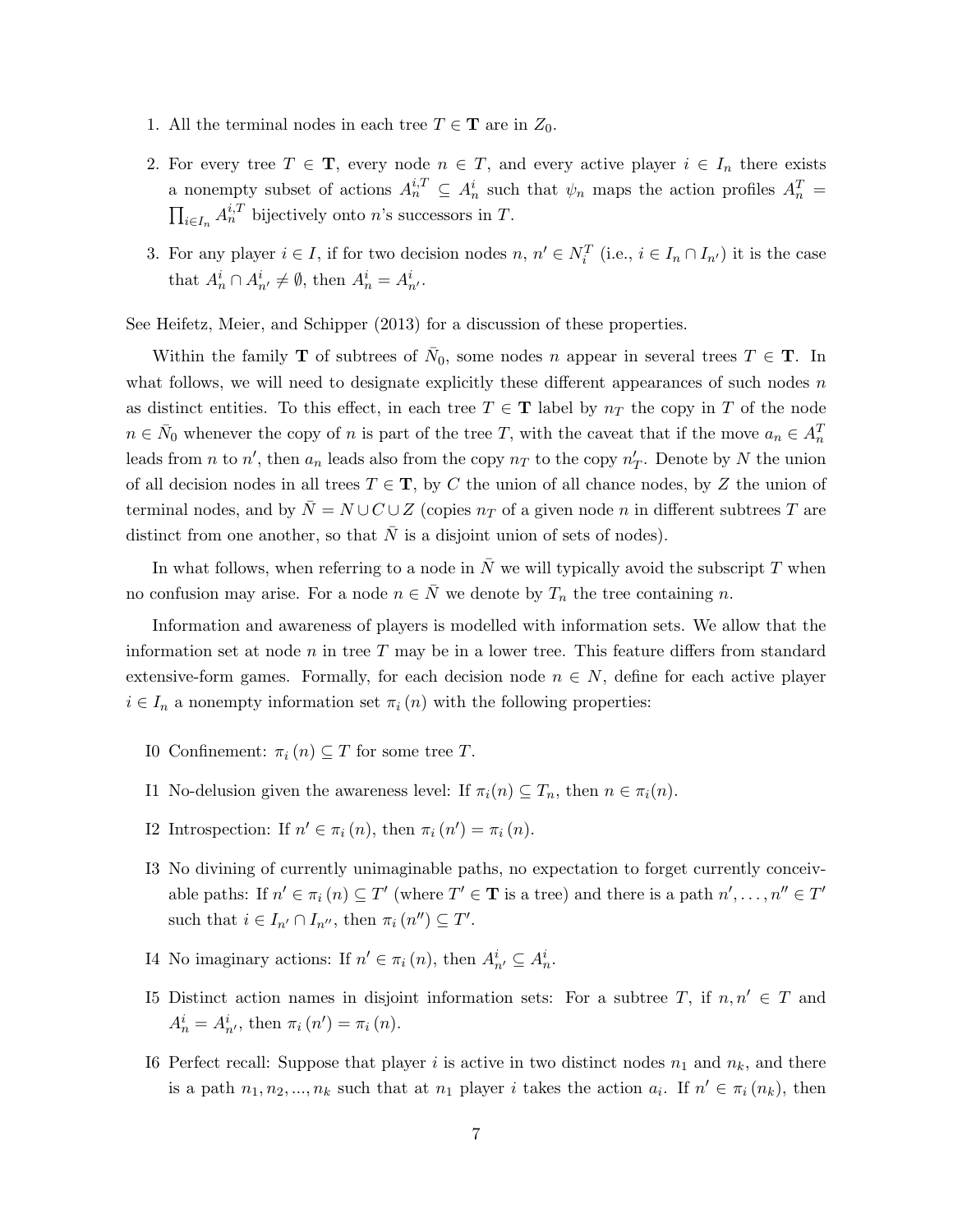1. All the terminal nodes in each tree $T \in \mathbf{T}$ are in $Z_0$.

2. For every tree $T \in \mathbf{T}$, every node $n \in T$, and every active player $i \in I_n$ there exists a nonempty subset of actions $A_n^{i,T} \subseteq A_n^i$ such that $\psi_n$ maps the action profiles $A_n^T = \prod_{i \in I_n} A_n^{i,T}$ bijectively onto $n$'s successors in $T$.

3. For any player $i \in I$, if for two decision nodes $n$, $n' \in N_i^T$ (i.e., $i \in I_n \cap I_{n'}$) it is the case that $A_n^i \cap A_{n'}^i \neq \emptyset$, then $A_n^i = A_{n'}^i$.

See Heifetz, Meier, and Schipper (2013) for a discussion of these properties.

Within the family $\mathbf{T}$ of subtrees of $\bar{N}_0$, some nodes $n$ appear in several trees $T \in \mathbf{T}$. In what follows, we will need to designate explicitly these different appearances of such nodes $n$ as distinct entities. To this effect, in each tree $T \in \mathbf{T}$ label by $n_T$ the copy in $T$ of the node $n \in \bar{N}_0$ whenever the copy of $n$ is part of the tree $T$, with the caveat that if the move $a_n \in A_n^T$ leads from $n$ to $n'$, then $a_n$ leads also from the copy $n_T$ to the copy $n'_T$. Denote by $N$ the union of all decision nodes in all trees $T \in \mathbf{T}$, by $C$ the union of all chance nodes, by $Z$ the union of terminal nodes, and by $\bar{N} = N \cup C \cup Z$ (copies $n_T$ of a given node $n$ in different subtrees $T$ are distinct from one another, so that $\bar{N}$ is a disjoint union of sets of nodes).

In what follows, when referring to a node in $\bar{N}$ we will typically avoid the subscript $T$ when no confusion may arise. For a node $n \in \bar{N}$ we denote by $T_n$ the tree containing $n$.

Information and awareness of players is modelled with information sets. We allow that the information set at node $n$ in tree $T$ may be in a lower tree. This feature differs from standard extensive-form games. Formally, for each decision node $n \in N$, define for each active player $i \in I_n$ a nonempty information set $\pi_i(n)$ with the following properties:

- I0 Confinement: $\pi_i(n) \subseteq T$ for some tree $T$.

- I1 No-delusion given the awareness level: If $\pi_i(n) \subseteq T_n$, then $n \in \pi_i(n)$.

- I2 Introspection: If $n' \in \pi_i(n)$, then $\pi_i(n') = \pi_i(n)$.

- I3 No divining of currently unimaginable paths, no expectation to forget currently conceivable paths: If $n' \in \pi_i(n) \subseteq T'$ (where $T' \in \mathbf{T}$ is a tree) and there is a path $n', \ldots, n'' \in T'$ such that $i \in I_{n'} \cap I_{n''}$, then $\pi_i(n'') \subseteq T'$.

- I4 No imaginary actions: If $n' \in \pi_i(n)$, then $A_{n'}^i \subseteq A_n^i$.

- I5 Distinct action names in disjoint information sets: For a subtree $T$, if $n, n' \in T$ and $A_n^i = A_{n'}^i$, then $\pi_i(n') = \pi_i(n)$.

- I6 Perfect recall: Suppose that player $i$ is active in two distinct nodes $n_1$ and $n_k$, and there is a path $n_1, n_2, ..., n_k$ such that at $n_1$ player $i$ takes the action $a_i$. If $n' \in \pi_i(n_k)$, then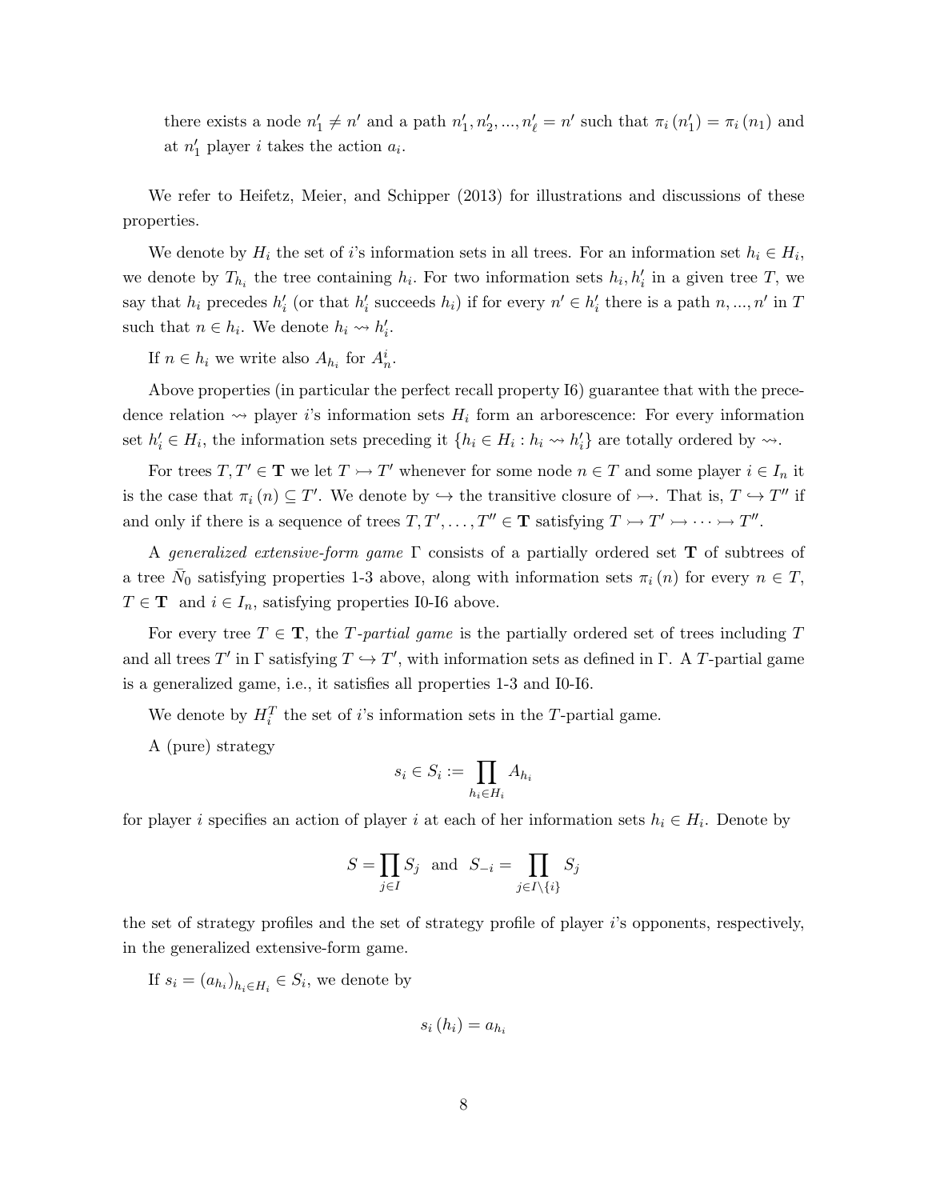there exists a node $n'_1 \neq n'$ and a path $n'_1, n'_2, ..., n'_\ell = n'$ such that $\pi_i(n'_1) = \pi_i(n_1)$ and at $n'_1$ player $i$ takes the action $a_i$.

We refer to Heifetz, Meier, and Schipper (2013) for illustrations and discussions of these properties.

We denote by $H_i$ the set of $i$'s information sets in all trees. For an information set $h_i \in H_i$, we denote by $T_{h_i}$ the tree containing $h_i$. For two information sets $h_i, h'_i$ in a given tree $T$, we say that $h_i$ precedes $h'_i$ (or that $h'_i$ succeeds $h_i$) if for every $n' \in h'_i$ there is a path $n, ..., n'$ in $T$ such that $n \in h_i$. We denote $h_i \rightsquigarrow h'_i$.

If $n \in h_i$ we write also $A_{h_i}$ for $A^i_n$.

Above properties (in particular the perfect recall property I6) guarantee that with the precedence relation $\rightsquigarrow$ player $i$'s information sets $H_i$ form an arborescence: For every information set $h'_i \in H_i$, the information sets preceding it $\{h_i \in H_i : h_i \rightsquigarrow h'_i\}$ are totally ordered by $\rightsquigarrow$.

For trees $T, T' \in \mathbf{T}$ we let $T \rightarrowtail T'$ whenever for some node $n \in T$ and some player $i \in I_n$ it is the case that $\pi_i(n) \subseteq T'$. We denote by $\hookrightarrow$ the transitive closure of $\rightarrowtail$. That is, $T \hookrightarrow T''$ if and only if there is a sequence of trees $T, T', \ldots, T'' \in \mathbf{T}$ satisfying $T \rightarrowtail T' \rightarrowtail \cdots \rightarrowtail T''$.

A *generalized extensive-form game* $\Gamma$ consists of a partially ordered set $\mathbf{T}$ of subtrees of a tree $\bar{N}_0$ satisfying properties 1-3 above, along with information sets $\pi_i(n)$ for every $n \in T$, $T \in \mathbf{T}$ and $i \in I_n$, satisfying properties I0-I6 above.

For every tree $T \in \mathbf{T}$, the *$T$-partial game* is the partially ordered set of trees including $T$ and all trees $T'$ in $\Gamma$ satisfying $T \hookrightarrow T'$, with information sets as defined in $\Gamma$. A $T$-partial game is a generalized game, i.e., it satisfies all properties 1-3 and I0-I6.

We denote by $H_i^T$ the set of $i$'s information sets in the $T$-partial game.

A (pure) strategy

$$s_i \in S_i := \prod_{h_i \in H_i} A_{h_i}$$

for player $i$ specifies an action of player $i$ at each of her information sets $h_i \in H_i$. Denote by

$$S = \prod_{j \in I} S_j \text{ and } S_{-i} = \prod_{j \in I \setminus \{i\}} S_j$$

the set of strategy profiles and the set of strategy profile of player $i$'s opponents, respectively, in the generalized extensive-form game.

If $s_i = (a_{h_i})_{h_i \in H_i} \in S_i$, we denote by

$$s_i(h_i) = a_{h_i}$$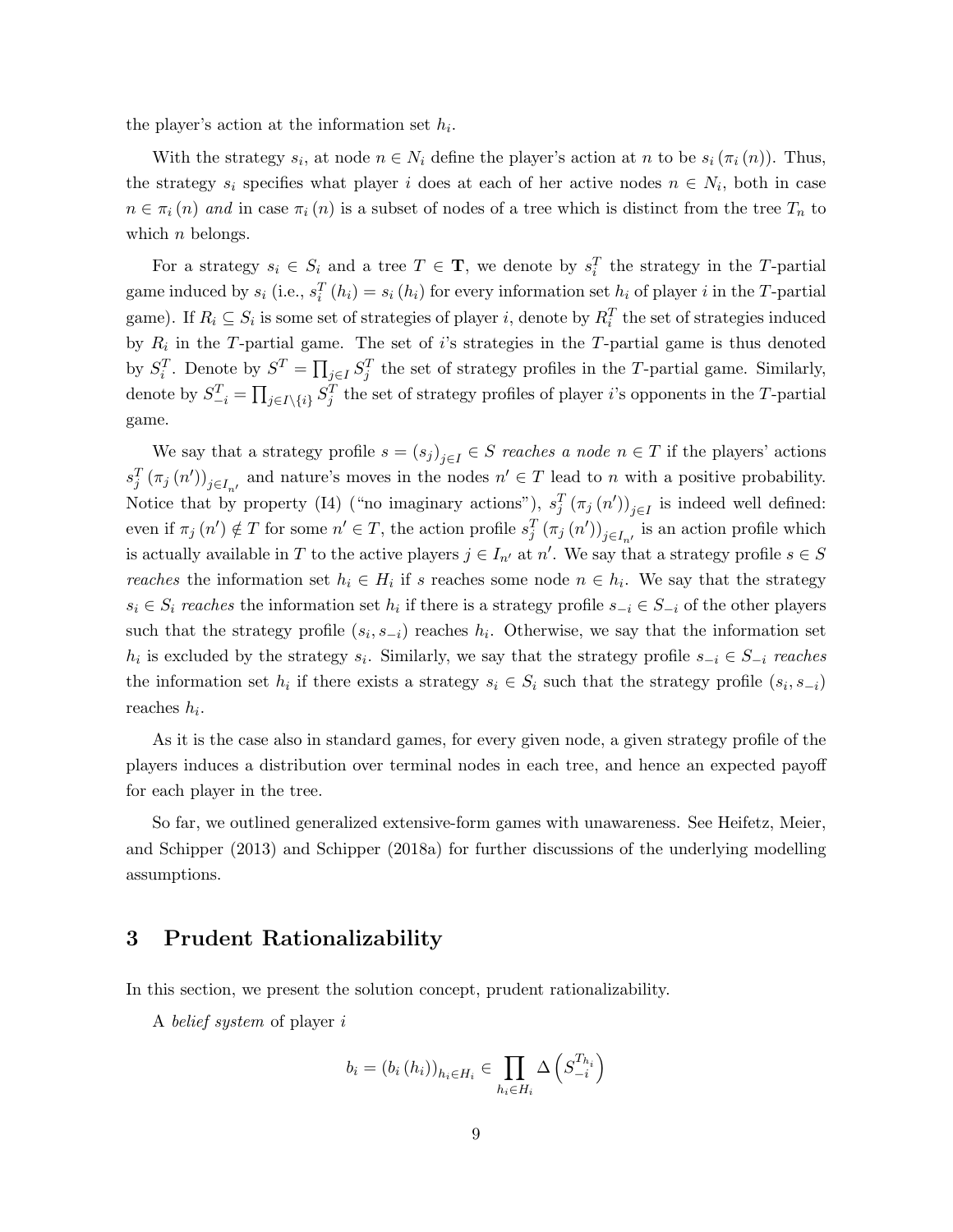the player's action at the information set $h_i$.

With the strategy $s_i$, at node $n \in N_i$ define the player's action at $n$ to be $s_i(\pi_i(n))$. Thus, the strategy $s_i$ specifies what player $i$ does at each of her active nodes $n \in N_i$, both in case $n \in \pi_i(n)$ *and* in case $\pi_i(n)$ is a subset of nodes of a tree which is distinct from the tree $T_n$ to which $n$ belongs.

For a strategy $s_i \in S_i$ and a tree $T \in \mathbf{T}$, we denote by $s_i^T$ the strategy in the $T$-partial game induced by $s_i$ (i.e., $s_i^T(h_i) = s_i(h_i)$ for every information set $h_i$ of player $i$ in the $T$-partial game). If $R_i \subseteq S_i$ is some set of strategies of player $i$, denote by $R_i^T$ the set of strategies induced by $R_i$ in the $T$-partial game. The set of $i$'s strategies in the $T$-partial game is thus denoted by $S_i^T$. Denote by $S^T = \prod_{j \in I} S_j^T$ the set of strategy profiles in the $T$-partial game. Similarly, denote by $S_{-i}^T = \prod_{j \in I \setminus \{i\}} S_j^T$ the set of strategy profiles of player $i$'s opponents in the $T$-partial game.

We say that a strategy profile $s = (s_j)_{j \in I} \in S$ *reaches a node* $n \in T$ if the players' actions $s_j^T(\pi_j(n'))_{j \in I_{n'}}$ and nature's moves in the nodes $n' \in T$ lead to $n$ with a positive probability. Notice that by property (I4) ("no imaginary actions"), $s_j^T(\pi_j(n'))_{j \in I}$ is indeed well defined: even if $\pi_j(n') \notin T$ for some $n' \in T$, the action profile $s_j^T(\pi_j(n'))_{j \in I_{n'}}$ is an action profile which is actually available in $T$ to the active players $j \in I_{n'}$ at $n'$. We say that a strategy profile $s \in S$ *reaches* the information set $h_i \in H_i$ if $s$ reaches some node $n \in h_i$. We say that the strategy $s_i \in S_i$ *reaches* the information set $h_i$ if there is a strategy profile $s_{-i} \in S_{-i}$ of the other players such that the strategy profile $(s_i, s_{-i})$ reaches $h_i$. Otherwise, we say that the information set $h_i$ is excluded by the strategy $s_i$. Similarly, we say that the strategy profile $s_{-i} \in S_{-i}$ *reaches* the information set $h_i$ if there exists a strategy $s_i \in S_i$ such that the strategy profile $(s_i, s_{-i})$ reaches $h_i$.

As it is the case also in standard games, for every given node, a given strategy profile of the players induces a distribution over terminal nodes in each tree, and hence an expected payoff for each player in the tree.

So far, we outlined generalized extensive-form games with unawareness. See Heifetz, Meier, and Schipper (2013) and Schipper (2018a) for further discussions of the underlying modelling assumptions.

# 3 Prudent Rationalizability

In this section, we present the solution concept, prudent rationalizability.

A *belief system* of player $i$

$$b_i = (b_i(h_i))_{h_i \in H_i} \in \prod_{h_i \in H_i} \Delta\left(S_{-i}^{T_{h_i}}\right)$$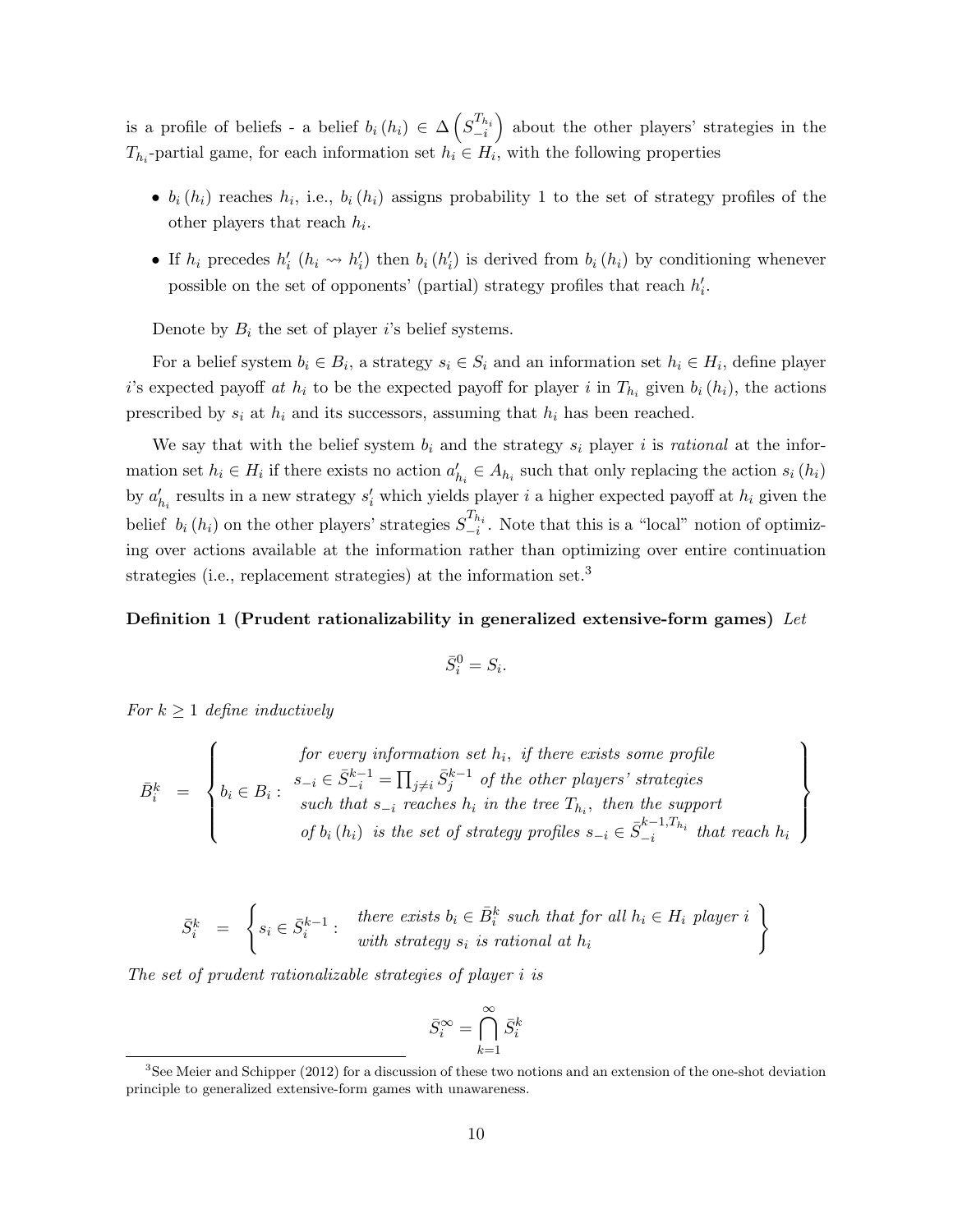is a profile of beliefs - a belief $b_i(h_i) \in \Delta\left(S_{-i}^{T_{h_i}}\right)$ about the other players' strategies in the $T_{h_i}$-partial game, for each information set $h_i \in H_i$, with the following properties

- $b_i(h_i)$ reaches $h_i$, i.e., $b_i(h_i)$ assigns probability 1 to the set of strategy profiles of the other players that reach $h_i$.
- If $h_i$ precedes $h'_i$ ($h_i \rightsquigarrow h'_i$) then $b_i(h'_i)$ is derived from $b_i(h_i)$ by conditioning whenever possible on the set of opponents' (partial) strategy profiles that reach $h'_i$.

Denote by $B_i$ the set of player $i$'s belief systems.

For a belief system $b_i \in B_i$, a strategy $s_i \in S_i$ and an information set $h_i \in H_i$, define player $i$'s expected payoff *at* $h_i$ to be the expected payoff for player $i$ in $T_{h_i}$ given $b_i(h_i)$, the actions prescribed by $s_i$ at $h_i$ and its successors, assuming that $h_i$ has been reached.

We say that with the belief system $b_i$ and the strategy $s_i$ player $i$ is *rational* at the information set $h_i \in H_i$ if there exists no action $a'_{h_i} \in A_{h_i}$ such that only replacing the action $s_i(h_i)$ by $a'_{h_i}$ results in a new strategy $s'_i$ which yields player $i$ a higher expected payoff at $h_i$ given the belief $b_i(h_i)$ on the other players' strategies $S_{-i}^{T_{h_i}}$. Note that this is a "local" notion of optimizing over actions available at the information rather than optimizing over entire continuation strategies (i.e., replacement strategies) at the information set.[3]

**Definition 1 (Prudent rationalizability in generalized extensive-form games)** *Let*

$$\bar{S}_i^0 = S_i.$$

*For $k \geq 1$ define inductively*

$$\bar{B}_i^k = \left\{ b_i \in B_i : \begin{array}{c} \text{for every information set } h_i, \text{ if there exists some profile} \\ s_{-i} \in \bar{S}_{-i}^{k-1} = \prod_{j \neq i} \bar{S}_j^{k-1} \text{ of the other players' strategies} \\ \text{such that } s_{-i} \text{ reaches } h_i \text{ in the tree } T_{h_i}, \text{ then the support} \\ \text{of } b_i(h_i) \text{ is the set of strategy profiles } s_{-i} \in \bar{S}_{-i}^{k-1,T_{h_i}} \text{ that reach } h_i \end{array} \right\}$$

$$\bar{S}_i^k = \left\{ s_i \in \bar{S}_i^{k-1} : \begin{array}{l} \text{there exists } b_i \in \bar{B}_i^k \text{ such that for all } h_i \in H_i \text{ player } i \\ \text{with strategy } s_i \text{ is rational at } h_i \end{array} \right\}$$

*The set of prudent rationalizable strategies of player $i$ is*

$$\bar{S}_i^\infty = \bigcap_{k=1}^{\infty} \bar{S}_i^k$$

---

[3] See Meier and Schipper (2012) for a discussion of these two notions and an extension of the one-shot deviation principle to generalized extensive-form games with unawareness.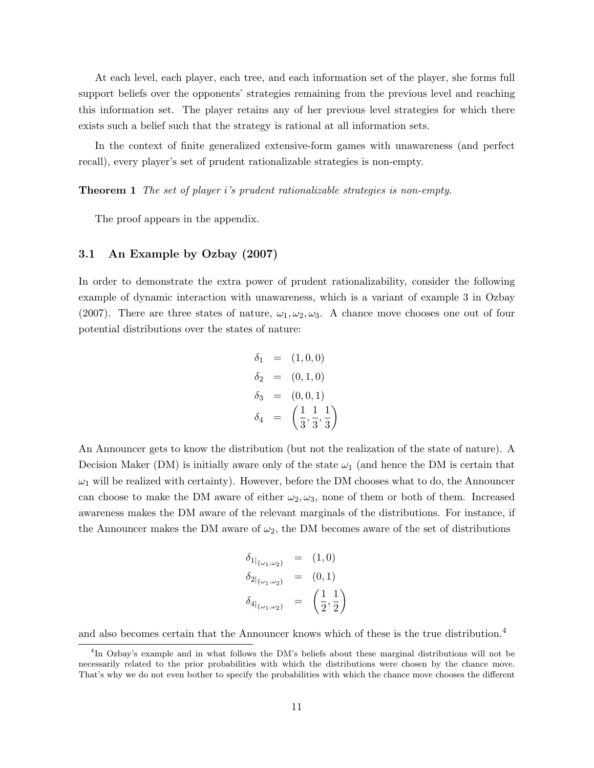At each level, each player, each tree, and each information set of the player, she forms full support beliefs over the opponents' strategies remaining from the previous level and reaching this information set. The player retains any of her previous level strategies for which there exists such a belief such that the strategy is rational at all information sets.

In the context of finite generalized extensive-form games with unawareness (and perfect recall), every player's set of prudent rationalizable strategies is non-empty.

**Theorem 1** *The set of player i's prudent rationalizable strategies is non-empty.*

The proof appears in the appendix.

### 3.1 An Example by Ozbay (2007)

In order to demonstrate the extra power of prudent rationalizability, consider the following example of dynamic interaction with unawareness, which is a variant of example 3 in Ozbay (2007). There are three states of nature, $\omega_1, \omega_2, \omega_3$. A chance move chooses one out of four potential distributions over the states of nature:

$$
\begin{aligned}
\delta_1 &= (1, 0, 0) \\
\delta_2 &= (0, 1, 0) \\
\delta_3 &= (0, 0, 1) \\
\delta_4 &= \left(\frac{1}{3}, \frac{1}{3}, \frac{1}{3}\right)
\end{aligned}
$$

An Announcer gets to know the distribution (but not the realization of the state of nature). A Decision Maker (DM) is initially aware only of the state $\omega_1$ (and hence the DM is certain that $\omega_1$ will be realized with certainty). However, before the DM chooses what to do, the Announcer can choose to make the DM aware of either $\omega_2, \omega_3$, none of them or both of them. Increased awareness makes the DM aware of the relevant marginals of the distributions. For instance, if the Announcer makes the DM aware of $\omega_2$, the DM becomes aware of the set of distributions

$$
\begin{aligned}
\delta_{1|_{\{\omega_1, \omega_2\}}} &= (1, 0) \\
\delta_{2|_{\{\omega_1, \omega_2\}}} &= (0, 1) \\
\delta_{4|_{\{\omega_1, \omega_2\}}} &= \left(\frac{1}{2}, \frac{1}{2}\right)
\end{aligned}
$$

and also becomes certain that the Announcer knows which of these is the true distribution.[4]

[4] In Ozbay's example and in what follows the DM's beliefs about these marginal distributions will not be necessarily related to the prior probabilities with which the distributions were chosen by the chance move. That's why we do not even bother to specify the probabilities with which the chance move chooses the different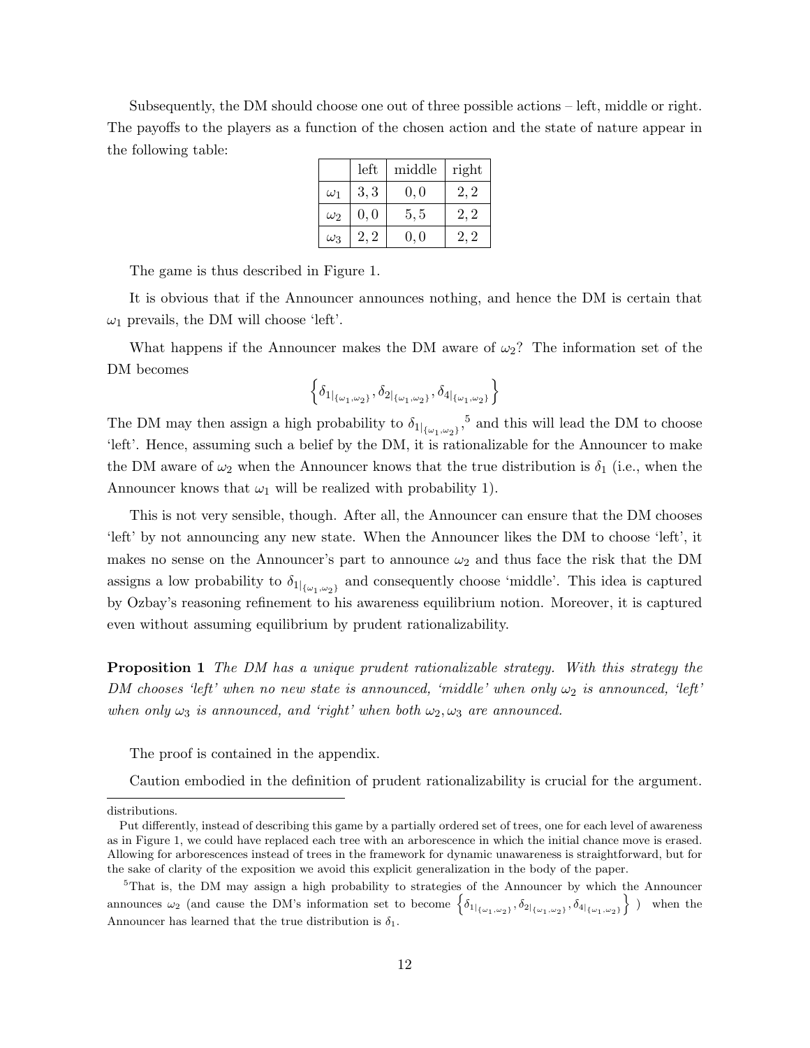Subsequently, the DM should choose one out of three possible actions – left, middle or right. The payoffs to the players as a function of the chosen action and the state of nature appear in the following table:

| | left | middle | right |
|---|---|---|---|
| $\omega_1$ | $3,3$ | $0,0$ | $2,2$ |
| $\omega_2$ | $0,0$ | $5,5$ | $2,2$ |
| $\omega_3$ | $2,2$ | $0,0$ | $2,2$ |

The game is thus described in Figure 1.

It is obvious that if the Announcer announces nothing, and hence the DM is certain that $\omega_1$ prevails, the DM will choose 'left'.

What happens if the Announcer makes the DM aware of $\omega_2$? The information set of the DM becomes

$$\left\{\delta_{1|_{\{\omega_1,\omega_2\}}}, \delta_{2|_{\{\omega_1,\omega_2\}}}, \delta_{4|_{\{\omega_1,\omega_2\}}}\right\}$$

The DM may then assign a high probability to $\delta_{1|_{\{\omega_1,\omega_2\}}}$,[5] and this will lead the DM to choose 'left'. Hence, assuming such a belief by the DM, it is rationalizable for the Announcer to make the DM aware of $\omega_2$ when the Announcer knows that the true distribution is $\delta_1$ (i.e., when the Announcer knows that $\omega_1$ will be realized with probability 1).

This is not very sensible, though. After all, the Announcer can ensure that the DM chooses 'left' by not announcing any new state. When the Announcer likes the DM to choose 'left', it makes no sense on the Announcer's part to announce $\omega_2$ and thus face the risk that the DM assigns a low probability to $\delta_{1|_{\{\omega_1,\omega_2\}}}$ and consequently choose 'middle'. This idea is captured by Ozbay's reasoning refinement to his awareness equilibrium notion. Moreover, it is captured even without assuming equilibrium by prudent rationalizability.

**Proposition 1** *The DM has a unique prudent rationalizable strategy. With this strategy the DM chooses 'left' when no new state is announced, 'middle' when only $\omega_2$ is announced, 'left' when only $\omega_3$ is announced, and 'right' when both $\omega_2, \omega_3$ are announced.*

The proof is contained in the appendix.

Caution embodied in the definition of prudent rationalizability is crucial for the argument.

---

distributions.

Put differently, instead of describing this game by a partially ordered set of trees, one for each level of awareness as in Figure 1, we could have replaced each tree with an arborescence in which the initial chance move is erased. Allowing for arborescences instead of trees in the framework for dynamic unawareness is straightforward, but for the sake of clarity of the exposition we avoid this explicit generalization in the body of the paper.

[5] That is, the DM may assign a high probability to strategies of the Announcer by which the Announcer announces $\omega_2$ (and cause the DM's information set to become $\left\{\delta_{1|_{\{\omega_1,\omega_2\}}}, \delta_{2|_{\{\omega_1,\omega_2\}}}, \delta_{4|_{\{\omega_1,\omega_2\}}}\right\}$ ) when the Announcer has learned that the true distribution is $\delta_1$.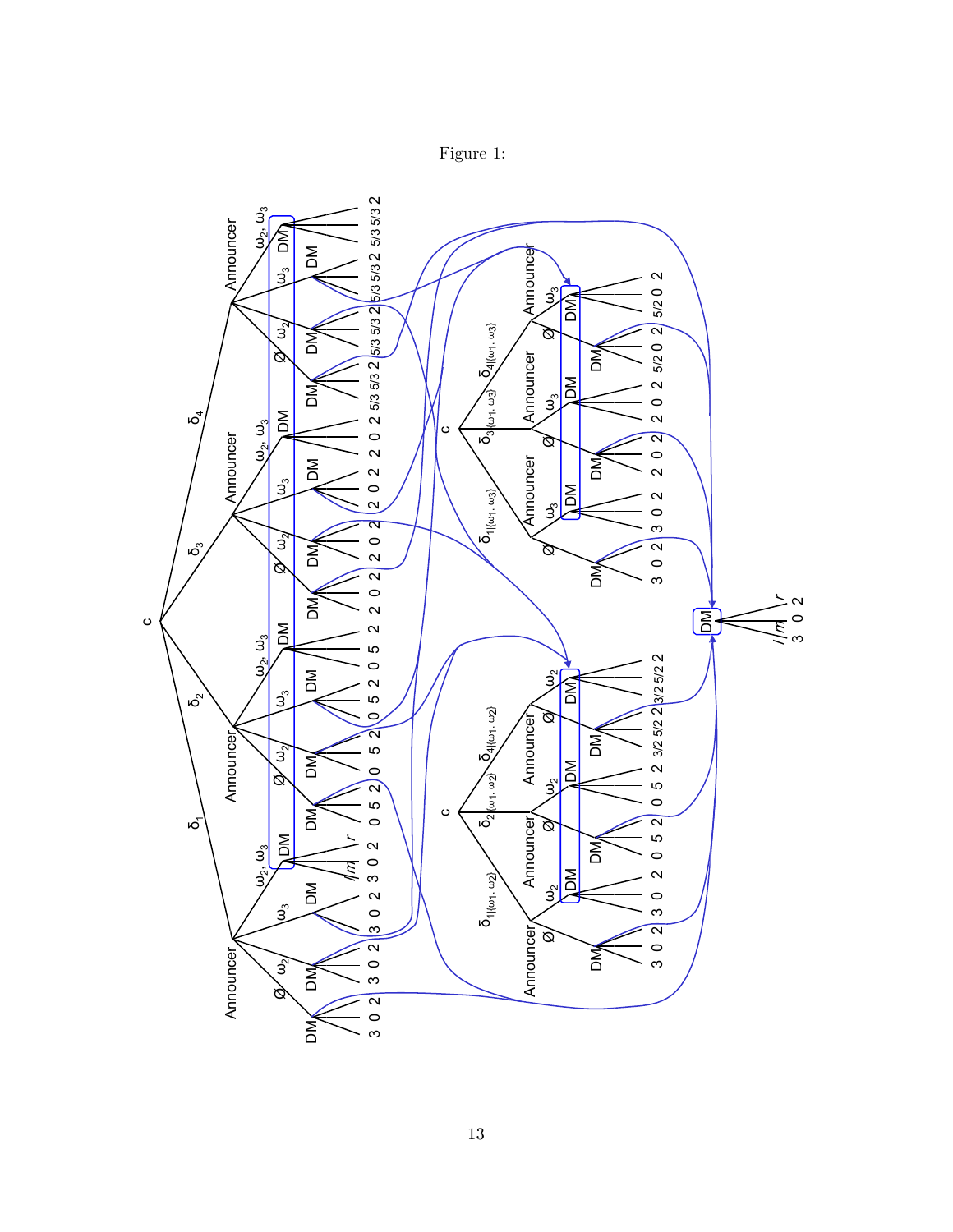Figure 1: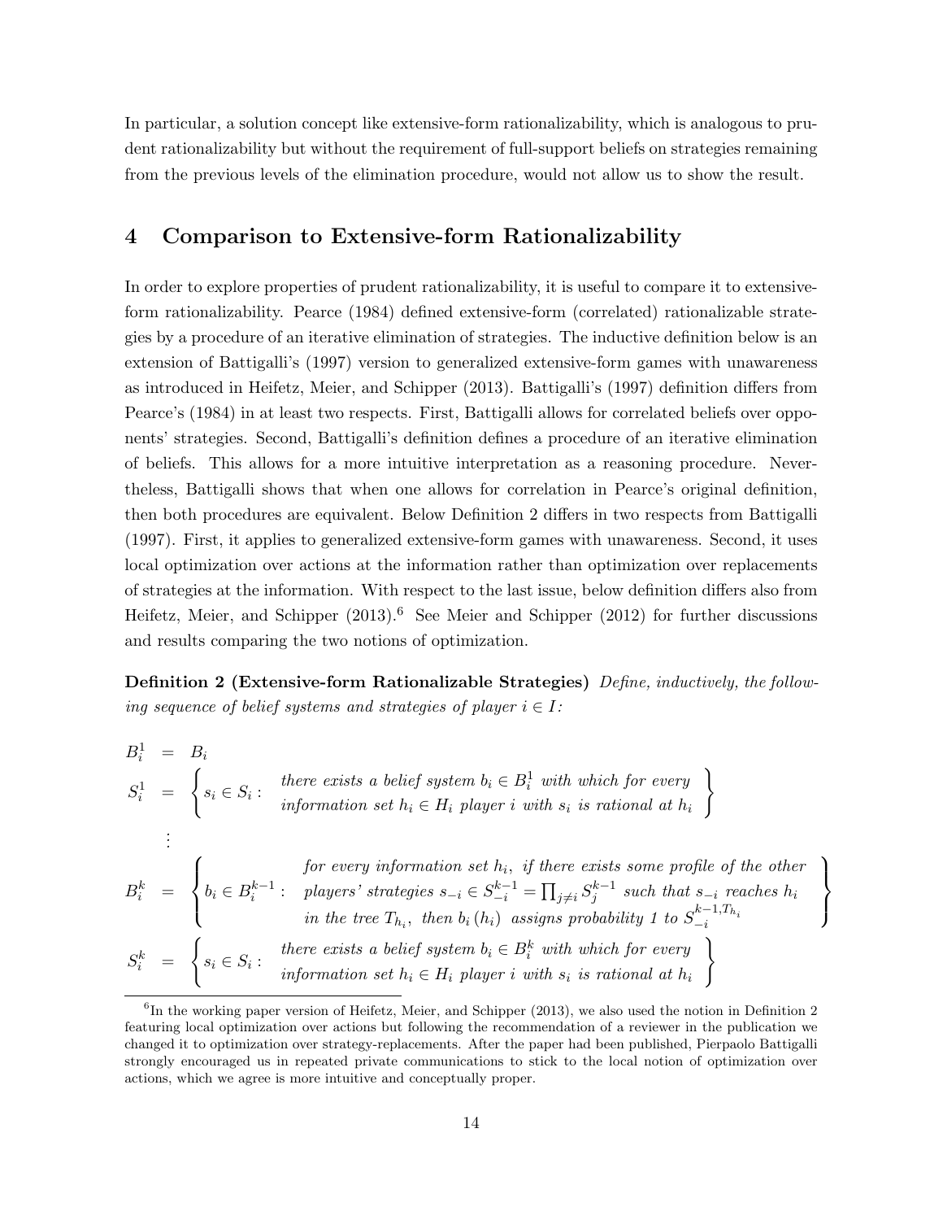In particular, a solution concept like extensive-form rationalizability, which is analogous to prudent rationalizability but without the requirement of full-support beliefs on strategies remaining from the previous levels of the elimination procedure, would not allow us to show the result.

## 4 Comparison to Extensive-form Rationalizability

In order to explore properties of prudent rationalizability, it is useful to compare it to extensive-form rationalizability. Pearce (1984) defined extensive-form (correlated) rationalizable strategies by a procedure of an iterative elimination of strategies. The inductive definition below is an extension of Battigalli's (1997) version to generalized extensive-form games with unawareness as introduced in Heifetz, Meier, and Schipper (2013). Battigalli's (1997) definition differs from Pearce's (1984) in at least two respects. First, Battigalli allows for correlated beliefs over opponents' strategies. Second, Battigalli's definition defines a procedure of an iterative elimination of beliefs. This allows for a more intuitive interpretation as a reasoning procedure. Nevertheless, Battigalli shows that when one allows for correlation in Pearce's original definition, then both procedures are equivalent. Below Definition 2 differs in two respects from Battigalli (1997). First, it applies to generalized extensive-form games with unawareness. Second, it uses local optimization over actions at the information rather than optimization over replacements of strategies at the information. With respect to the last issue, below definition differs also from Heifetz, Meier, and Schipper (2013).[6] See Meier and Schipper (2012) for further discussions and results comparing the two notions of optimization.

**Definition 2 (Extensive-form Rationalizable Strategies)** *Define, inductively, the following sequence of belief systems and strategies of player $i \in I$:*

$$
\begin{aligned}
B_i^1 &= B_i \\
S_i^1 &= \left\{ s_i \in S_i : \begin{array}{l} \text{there exists a belief system } b_i \in B_i^1 \text{ with which for every} \\ \text{information set } h_i \in H_i \text{ player } i \text{ with } s_i \text{ is rational at } h_i \end{array} \right\} \\
&\;\;\vdots \\
B_i^k &= \left\{ b_i \in B_i^{k-1} : \begin{array}{l} \text{for every information set } h_i, \text{ if there exists some profile of the other} \\ \text{players' strategies } s_{-i} \in S_{-i}^{k-1} = \prod_{j \neq i} S_j^{k-1} \text{ such that } s_{-i} \text{ reaches } h_i \\ \text{in the tree } T_{h_i}, \text{ then } b_i(h_i) \text{ assigns probability 1 to } S_{-i}^{k-1, T_{h_i}} \end{array} \right\} \\
S_i^k &= \left\{ s_i \in S_i : \begin{array}{l} \text{there exists a belief system } b_i \in B_i^k \text{ with which for every} \\ \text{information set } h_i \in H_i \text{ player } i \text{ with } s_i \text{ is rational at } h_i \end{array} \right\}
\end{aligned}
$$

[6] In the working paper version of Heifetz, Meier, and Schipper (2013), we also used the notion in Definition 2 featuring local optimization over actions but following the recommendation of a reviewer in the publication we changed it to optimization over strategy-replacements. After the paper had been published, Pierpaolo Battigalli strongly encouraged us in repeated private communications to stick to the local notion of optimization over actions, which we agree is more intuitive and conceptually proper.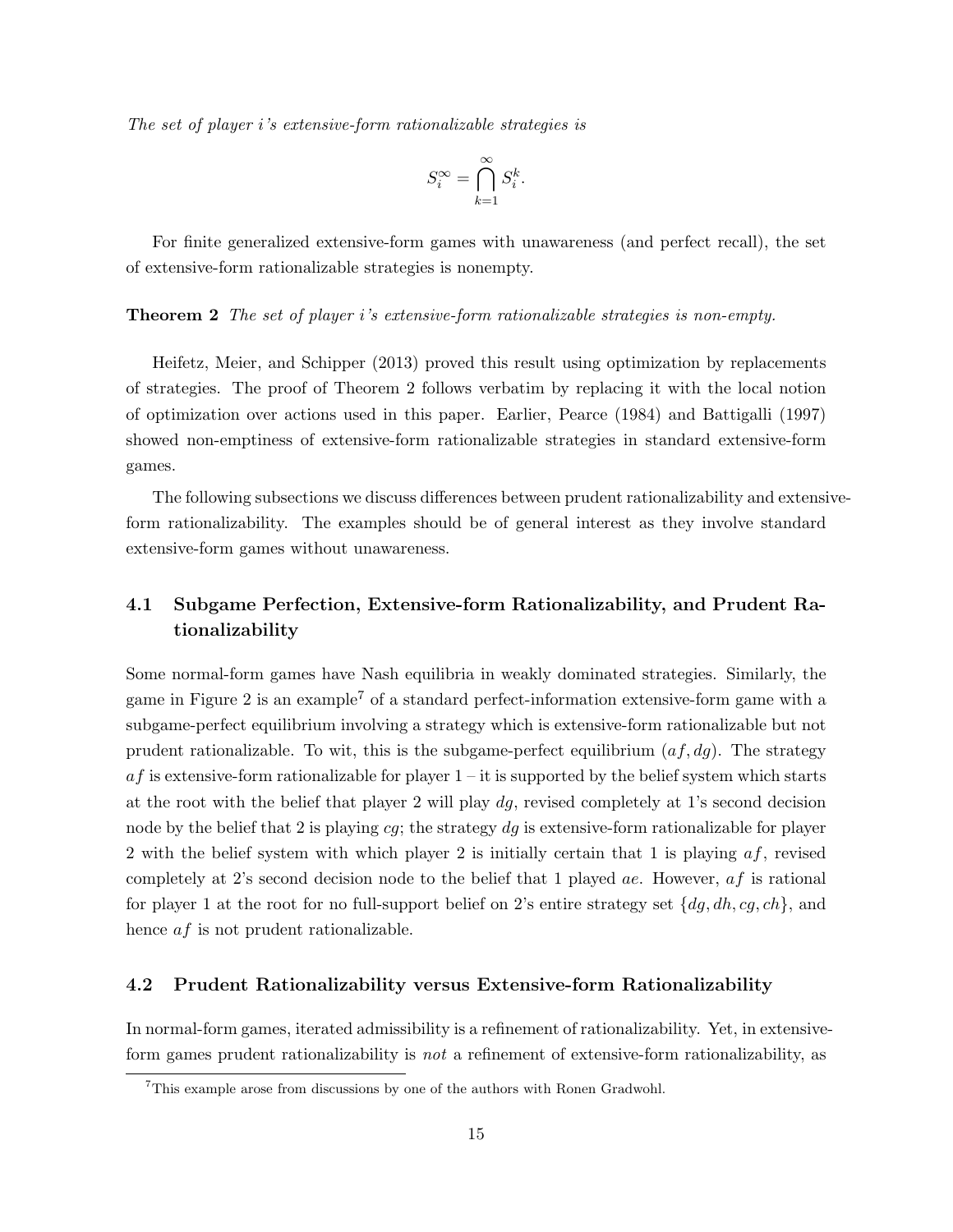*The set of player i's extensive-form rationalizable strategies is*

$$S_i^{\infty} = \bigcap_{k=1}^{\infty} S_i^k.$$

For finite generalized extensive-form games with unawareness (and perfect recall), the set of extensive-form rationalizable strategies is nonempty.

**Theorem 2** *The set of player i's extensive-form rationalizable strategies is non-empty.*

Heifetz, Meier, and Schipper (2013) proved this result using optimization by replacements of strategies. The proof of Theorem 2 follows verbatim by replacing it with the local notion of optimization over actions used in this paper. Earlier, Pearce (1984) and Battigalli (1997) showed non-emptiness of extensive-form rationalizable strategies in standard extensive-form games.

The following subsections we discuss differences between prudent rationalizability and extensive-form rationalizability. The examples should be of general interest as they involve standard extensive-form games without unawareness.

### 4.1 Subgame Perfection, Extensive-form Rationalizability, and Prudent Rationalizability

Some normal-form games have Nash equilibria in weakly dominated strategies. Similarly, the game in Figure 2 is an example[7] of a standard perfect-information extensive-form game with a subgame-perfect equilibrium involving a strategy which is extensive-form rationalizable but not prudent rationalizable. To wit, this is the subgame-perfect equilibrium $(af, dg)$. The strategy $af$ is extensive-form rationalizable for player 1 – it is supported by the belief system which starts at the root with the belief that player 2 will play $dg$, revised completely at 1's second decision node by the belief that 2 is playing $cg$; the strategy $dg$ is extensive-form rationalizable for player 2 with the belief system with which player 2 is initially certain that 1 is playing $af$, revised completely at 2's second decision node to the belief that 1 played $ae$. However, $af$ is rational for player 1 at the root for no full-support belief on 2's entire strategy set $\{dg, dh, cg, ch\}$, and hence $af$ is not prudent rationalizable.

### 4.2 Prudent Rationalizability versus Extensive-form Rationalizability

In normal-form games, iterated admissibility is a refinement of rationalizability. Yet, in extensive-form games prudent rationalizability is *not* a refinement of extensive-form rationalizability, as

[7] This example arose from discussions by one of the authors with Ronen Gradwohl.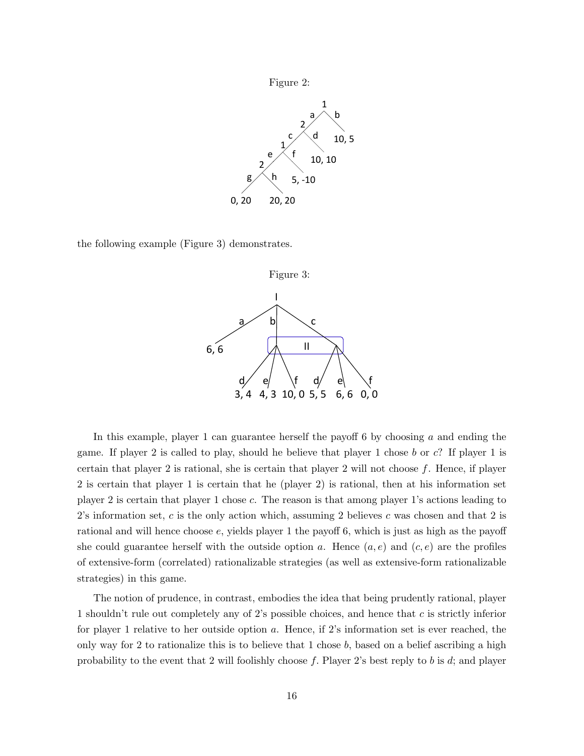Figure 2:

the following example (Figure 3) demonstrates.

Figure 3:

In this example, player 1 can guarantee herself the payoff 6 by choosing $a$ and ending the game. If player 2 is called to play, should he believe that player 1 chose $b$ or $c$? If player 1 is certain that player 2 is rational, she is certain that player 2 will not choose $f$. Hence, if player 2 is certain that player 1 is certain that he (player 2) is rational, then at his information set player 2 is certain that player 1 chose $c$. The reason is that among player 1's actions leading to 2's information set, $c$ is the only action which, assuming 2 believes $c$ was chosen and that 2 is rational and will hence choose $e$, yields player 1 the payoff 6, which is just as high as the payoff she could guarantee herself with the outside option $a$. Hence $(a, e)$ and $(c, e)$ are the profiles of extensive-form (correlated) rationalizable strategies (as well as extensive-form rationalizable strategies) in this game.

The notion of prudence, in contrast, embodies the idea that being prudently rational, player 1 shouldn't rule out completely any of 2's possible choices, and hence that $c$ is strictly inferior for player 1 relative to her outside option $a$. Hence, if 2's information set is ever reached, the only way for 2 to rationalize this is to believe that 1 chose $b$, based on a belief ascribing a high probability to the event that 2 will foolishly choose $f$. Player 2's best reply to $b$ is $d$; and player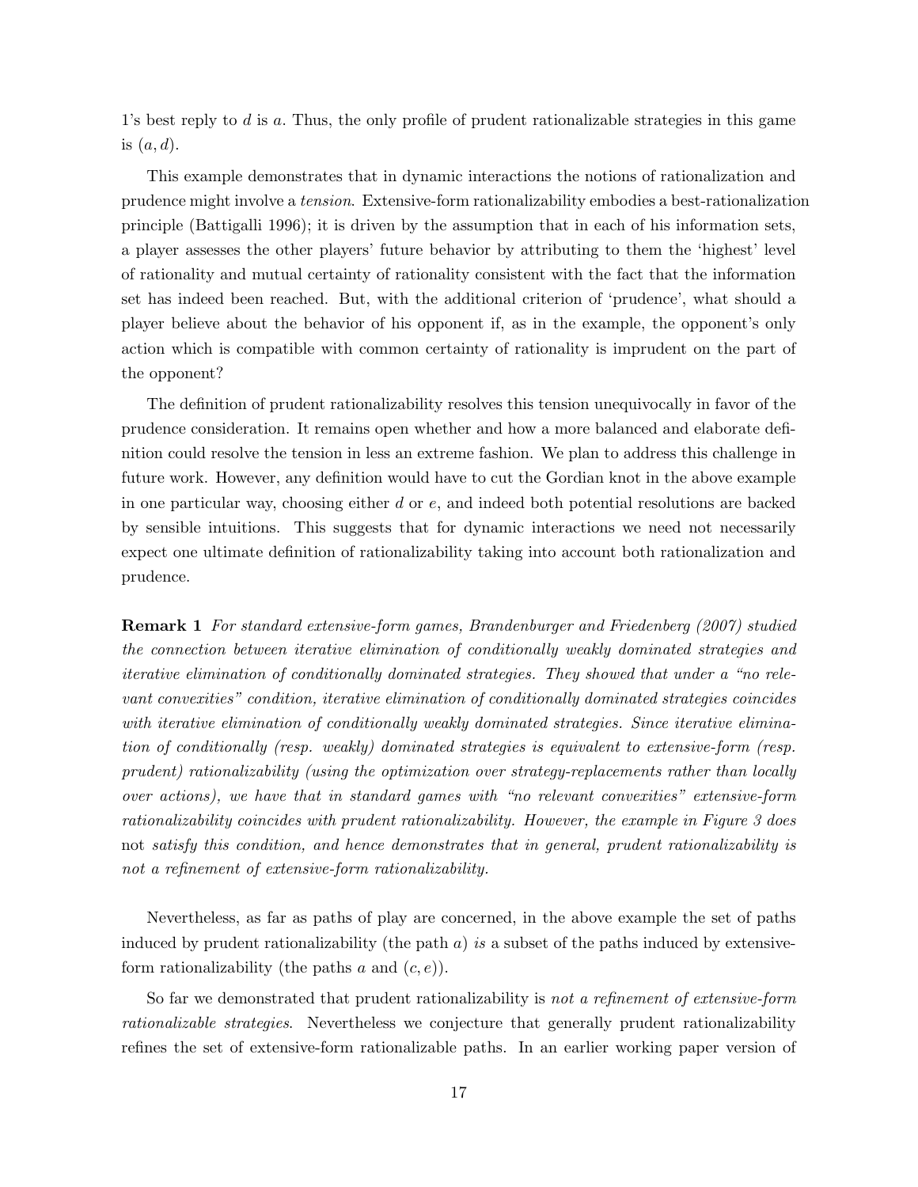1's best reply to $d$ is $a$. Thus, the only profile of prudent rationalizable strategies in this game is $(a, d)$.

This example demonstrates that in dynamic interactions the notions of rationalization and prudence might involve a *tension*. Extensive-form rationalizability embodies a best-rationalization principle (Battigalli 1996); it is driven by the assumption that in each of his information sets, a player assesses the other players' future behavior by attributing to them the 'highest' level of rationality and mutual certainty of rationality consistent with the fact that the information set has indeed been reached. But, with the additional criterion of 'prudence', what should a player believe about the behavior of his opponent if, as in the example, the opponent's only action which is compatible with common certainty of rationality is imprudent on the part of the opponent?

The definition of prudent rationalizability resolves this tension unequivocally in favor of the prudence consideration. It remains open whether and how a more balanced and elaborate definition could resolve the tension in less an extreme fashion. We plan to address this challenge in future work. However, any definition would have to cut the Gordian knot in the above example in one particular way, choosing either $d$ or $e$, and indeed both potential resolutions are backed by sensible intuitions. This suggests that for dynamic interactions we need not necessarily expect one ultimate definition of rationalizability taking into account both rationalization and prudence.

**Remark 1** *For standard extensive-form games, Brandenburger and Friedenberg (2007) studied the connection between iterative elimination of conditionally weakly dominated strategies and iterative elimination of conditionally dominated strategies. They showed that under a "no relevant convexities" condition, iterative elimination of conditionally dominated strategies coincides with iterative elimination of conditionally weakly dominated strategies. Since iterative elimination of conditionally (resp. weakly) dominated strategies is equivalent to extensive-form (resp. prudent) rationalizability (using the optimization over strategy-replacements rather than locally over actions), we have that in standard games with "no relevant convexities" extensive-form rationalizability coincides with prudent rationalizability. However, the example in Figure 3 does* not *satisfy this condition, and hence demonstrates that in general, prudent rationalizability is not a refinement of extensive-form rationalizability.*

Nevertheless, as far as paths of play are concerned, in the above example the set of paths induced by prudent rationalizability (the path $a$) *is* a subset of the paths induced by extensive-form rationalizability (the paths $a$ and $(c, e)$).

So far we demonstrated that prudent rationalizability is *not a refinement of extensive-form rationalizable strategies*. Nevertheless we conjecture that generally prudent rationalizability refines the set of extensive-form rationalizable paths. In an earlier working paper version of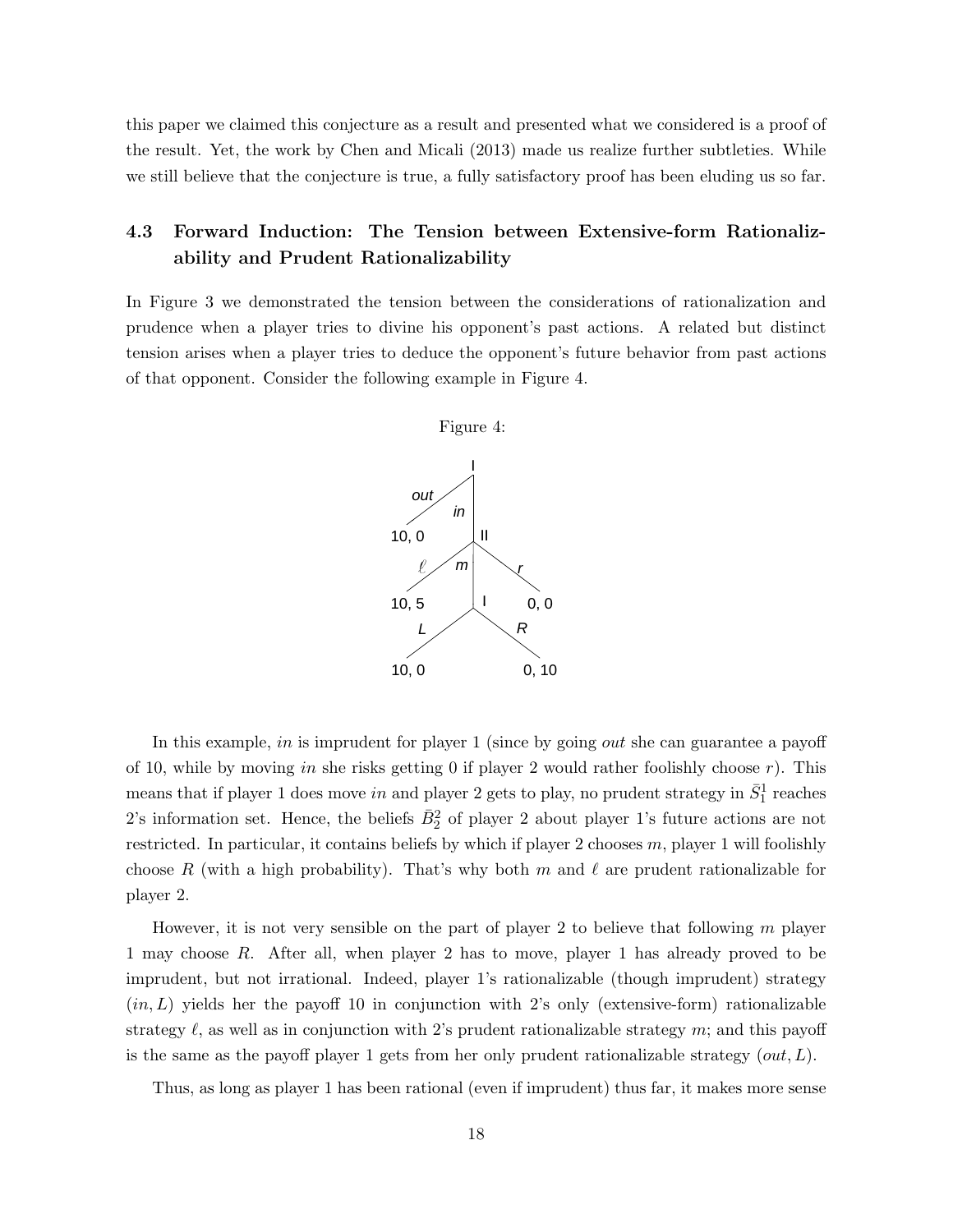this paper we claimed this conjecture as a result and presented what we considered is a proof of the result. Yet, the work by Chen and Micali (2013) made us realize further subtleties. While we still believe that the conjecture is true, a fully satisfactory proof has been eluding us so far.

### 4.3 Forward Induction: The Tension between Extensive-form Rationalizability and Prudent Rationalizability

In Figure 3 we demonstrated the tension between the considerations of rationalization and prudence when a player tries to divine his opponent's past actions. A related but distinct tension arises when a player tries to deduce the opponent's future behavior from past actions of that opponent. Consider the following example in Figure 4.

Figure 4:

In this example, *in* is imprudent for player 1 (since by going *out* she can guarantee a payoff of 10, while by moving *in* she risks getting 0 if player 2 would rather foolishly choose $r$). This means that if player 1 does move *in* and player 2 gets to play, no prudent strategy in $\bar{S}_1^1$ reaches 2's information set. Hence, the beliefs $\bar{B}_2^2$ of player 2 about player 1's future actions are not restricted. In particular, it contains beliefs by which if player 2 chooses $m$, player 1 will foolishly choose $R$ (with a high probability). That's why both $m$ and $\ell$ are prudent rationalizable for player 2.

However, it is not very sensible on the part of player 2 to believe that following $m$ player 1 may choose $R$. After all, when player 2 has to move, player 1 has already proved to be imprudent, but not irrational. Indeed, player 1's rationalizable (though imprudent) strategy $(in, L)$ yields her the payoff 10 in conjunction with 2's only (extensive-form) rationalizable strategy $\ell$, as well as in conjunction with 2's prudent rationalizable strategy $m$; and this payoff is the same as the payoff player 1 gets from her only prudent rationalizable strategy $(out, L)$.

Thus, as long as player 1 has been rational (even if imprudent) thus far, it makes more sense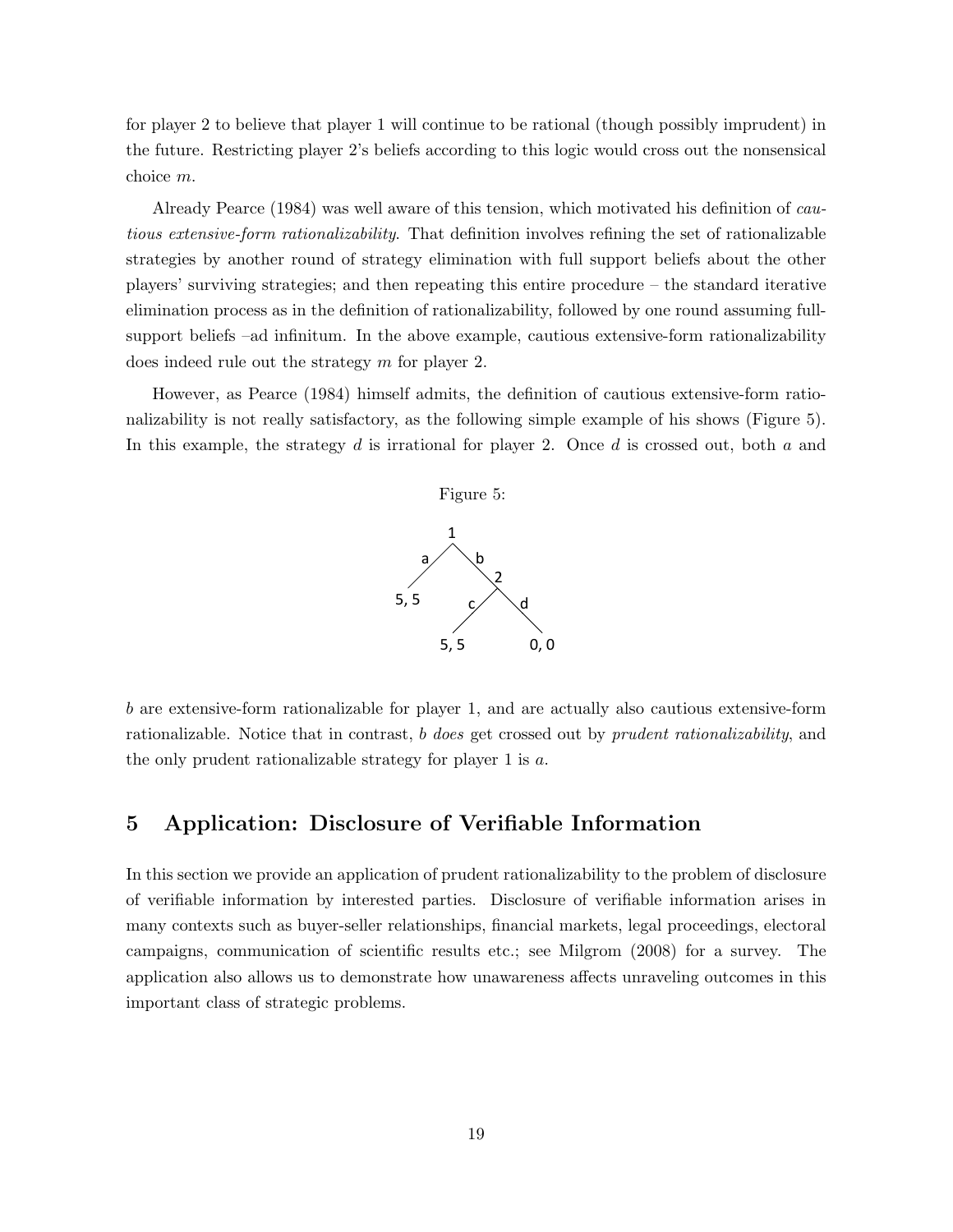for player 2 to believe that player 1 will continue to be rational (though possibly imprudent) in the future. Restricting player 2's beliefs according to this logic would cross out the nonsensical choice $m$.

Already Pearce (1984) was well aware of this tension, which motivated his definition of *cautious extensive-form rationalizability*. That definition involves refining the set of rationalizable strategies by another round of strategy elimination with full support beliefs about the other players' surviving strategies; and then repeating this entire procedure – the standard iterative elimination process as in the definition of rationalizability, followed by one round assuming full-support beliefs –ad infinitum. In the above example, cautious extensive-form rationalizability does indeed rule out the strategy $m$ for player 2.

However, as Pearce (1984) himself admits, the definition of cautious extensive-form rationalizability is not really satisfactory, as the following simple example of his shows (Figure 5). In this example, the strategy $d$ is irrational for player 2. Once $d$ is crossed out, both $a$ and

Figure 5:

$b$ are extensive-form rationalizable for player 1, and are actually also cautious extensive-form rationalizable. Notice that in contrast, $b$ *does* get crossed out by *prudent rationalizability*, and the only prudent rationalizable strategy for player 1 is $a$.

## 5 Application: Disclosure of Verifiable Information

In this section we provide an application of prudent rationalizability to the problem of disclosure of verifiable information by interested parties. Disclosure of verifiable information arises in many contexts such as buyer-seller relationships, financial markets, legal proceedings, electoral campaigns, communication of scientific results etc.; see Milgrom (2008) for a survey. The application also allows us to demonstrate how unawareness affects unraveling outcomes in this important class of strategic problems.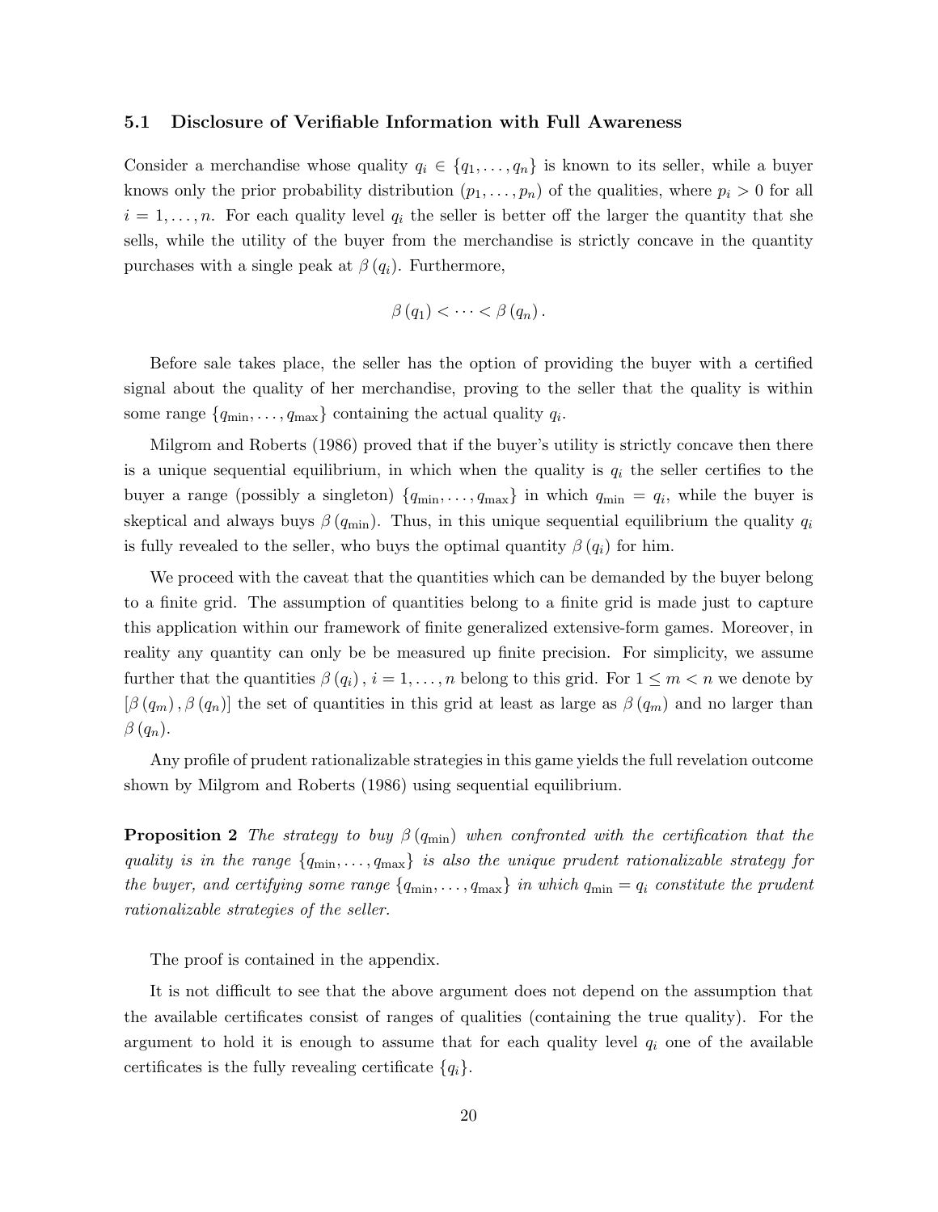### 5.1 Disclosure of Verifiable Information with Full Awareness

Consider a merchandise whose quality $q_i \in \{q_1, \ldots, q_n\}$ is known to its seller, while a buyer knows only the prior probability distribution $(p_1, \ldots, p_n)$ of the qualities, where $p_i > 0$ for all $i = 1, \ldots, n$. For each quality level $q_i$ the seller is better off the larger the quantity that she sells, while the utility of the buyer from the merchandise is strictly concave in the quantity purchases with a single peak at $\beta(q_i)$. Furthermore,

$$\beta(q_1) < \cdots < \beta(q_n).$$

Before sale takes place, the seller has the option of providing the buyer with a certified signal about the quality of her merchandise, proving to the seller that the quality is within some range $\{q_{\min}, \ldots, q_{\max}\}$ containing the actual quality $q_i$.

Milgrom and Roberts (1986) proved that if the buyer's utility is strictly concave then there is a unique sequential equilibrium, in which when the quality is $q_i$ the seller certifies to the buyer a range (possibly a singleton) $\{q_{\min}, \ldots, q_{\max}\}$ in which $q_{\min} = q_i$, while the buyer is skeptical and always buys $\beta(q_{\min})$. Thus, in this unique sequential equilibrium the quality $q_i$ is fully revealed to the seller, who buys the optimal quantity $\beta(q_i)$ for him.

We proceed with the caveat that the quantities which can be demanded by the buyer belong to a finite grid. The assumption of quantities belong to a finite grid is made just to capture this application within our framework of finite generalized extensive-form games. Moreover, in reality any quantity can only be be measured up finite precision. For simplicity, we assume further that the quantities $\beta(q_i)$, $i = 1, \ldots, n$ belong to this grid. For $1 \leq m < n$ we denote by $[\beta(q_m), \beta(q_n)]$ the set of quantities in this grid at least as large as $\beta(q_m)$ and no larger than $\beta(q_n)$.

Any profile of prudent rationalizable strategies in this game yields the full revelation outcome shown by Milgrom and Roberts (1986) using sequential equilibrium.

**Proposition 2** *The strategy to buy $\beta(q_{\min})$ when confronted with the certification that the quality is in the range $\{q_{\min}, \ldots, q_{\max}\}$ is also the unique prudent rationalizable strategy for the buyer, and certifying some range $\{q_{\min}, \ldots, q_{\max}\}$ in which $q_{\min} = q_i$ constitute the prudent rationalizable strategies of the seller.*

The proof is contained in the appendix.

It is not difficult to see that the above argument does not depend on the assumption that the available certificates consist of ranges of qualities (containing the true quality). For the argument to hold it is enough to assume that for each quality level $q_i$ one of the available certificates is the fully revealing certificate $\{q_i\}$.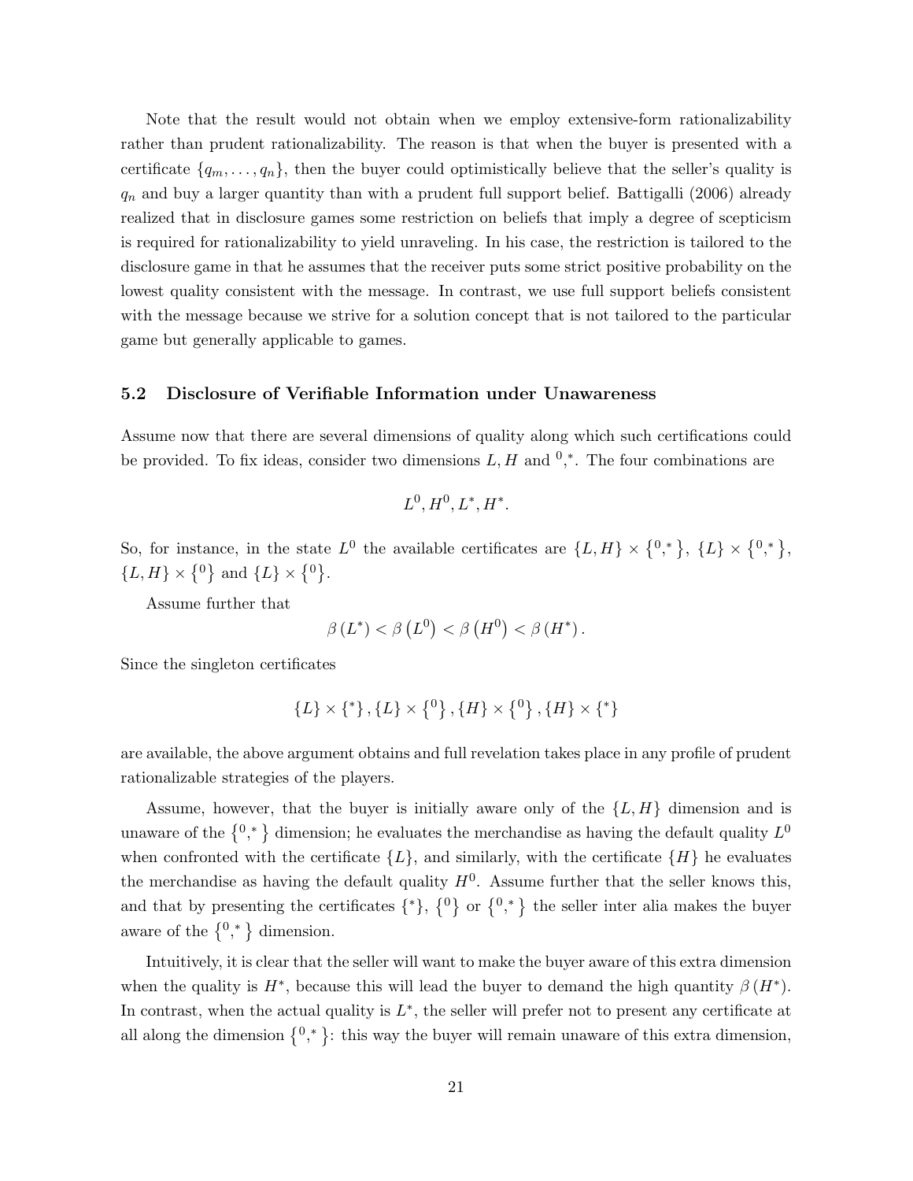Note that the result would not obtain when we employ extensive-form rationalizability rather than prudent rationalizability. The reason is that when the buyer is presented with a certificate $\{q_m, \ldots, q_n\}$, then the buyer could optimistically believe that the seller's quality is $q_n$ and buy a larger quantity than with a prudent full support belief. Battigalli (2006) already realized that in disclosure games some restriction on beliefs that imply a degree of scepticism is required for rationalizability to yield unraveling. In his case, the restriction is tailored to the disclosure game in that he assumes that the receiver puts some strict positive probability on the lowest quality consistent with the message. In contrast, we use full support beliefs consistent with the message because we strive for a solution concept that is not tailored to the particular game but generally applicable to games.

### 5.2 Disclosure of Verifiable Information under Unawareness

Assume now that there are several dimensions of quality along which such certifications could be provided. To fix ideas, consider two dimensions $L, H$ and ${}^0, {}^*$. The four combinations are

$$L^0, H^0, L^*, H^*.$$

So, for instance, in the state $L^0$ the available certificates are $\{L, H\} \times \{{}^0, {}^*\}$, $\{L\} \times \{{}^0, {}^*\}$, $\{L, H\} \times \{{}^0\}$ and $\{L\} \times \{{}^0\}$.

Assume further that

$$\beta(L^*) < \beta(L^0) < \beta(H^0) < \beta(H^*).$$

Since the singleton certificates

$$\{L\} \times \{{}^*\}, \{L\} \times \{{}^0\}, \{H\} \times \{{}^0\}, \{H\} \times \{{}^*\}$$

are available, the above argument obtains and full revelation takes place in any profile of prudent rationalizable strategies of the players.

Assume, however, that the buyer is initially aware only of the $\{L, H\}$ dimension and is unaware of the $\{{}^0, {}^*\}$ dimension; he evaluates the merchandise as having the default quality $L^0$ when confronted with the certificate $\{L\}$, and similarly, with the certificate $\{H\}$ he evaluates the merchandise as having the default quality $H^0$. Assume further that the seller knows this, and that by presenting the certificates $\{{}^*\}$, $\{{}^0\}$ or $\{{}^0, {}^*\}$ the seller inter alia makes the buyer aware of the $\{{}^0, {}^*\}$ dimension.

Intuitively, it is clear that the seller will want to make the buyer aware of this extra dimension when the quality is $H^*$, because this will lead the buyer to demand the high quantity $\beta(H^*)$. In contrast, when the actual quality is $L^*$, the seller will prefer not to present any certificate at all along the dimension $\{{}^0, {}^*\}$: this way the buyer will remain unaware of this extra dimension,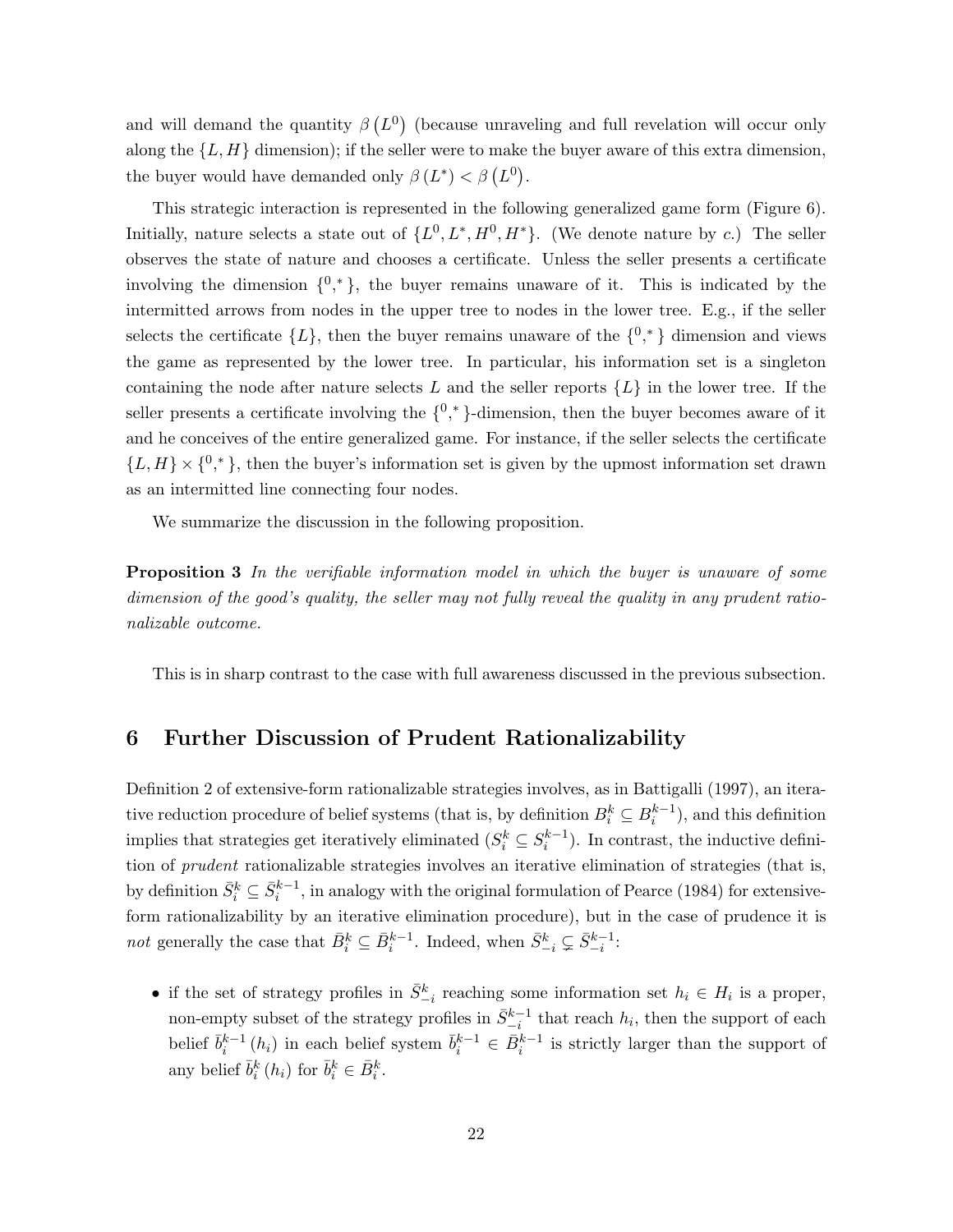and will demand the quantity $\beta\left(L^0\right)$ (because unraveling and full revelation will occur only along the $\{L,H\}$ dimension); if the seller were to make the buyer aware of this extra dimension, the buyer would have demanded only $\beta\left(L^*\right) < \beta\left(L^0\right)$.

This strategic interaction is represented in the following generalized game form (Figure 6). Initially, nature selects a state out of $\{L^0, L^*, H^0, H^*\}$. (We denote nature by $c$.) The seller observes the state of nature and chooses a certificate. Unless the seller presents a certificate involving the dimension $\{^0, ^*\}$, the buyer remains unaware of it. This is indicated by the intermitted arrows from nodes in the upper tree to nodes in the lower tree. E.g., if the seller selects the certificate $\{L\}$, then the buyer remains unaware of the $\{^0, ^*\}$ dimension and views the game as represented by the lower tree. In particular, his information set is a singleton containing the node after nature selects $L$ and the seller reports $\{L\}$ in the lower tree. If the seller presents a certificate involving the $\{^0, ^*\}$-dimension, then the buyer becomes aware of it and he conceives of the entire generalized game. For instance, if the seller selects the certificate $\{L,H\} \times \{^0, ^*\}$, then the buyer's information set is given by the upmost information set drawn as an intermitted line connecting four nodes.

We summarize the discussion in the following proposition.

**Proposition 3** *In the verifiable information model in which the buyer is unaware of some dimension of the good's quality, the seller may not fully reveal the quality in any prudent rationalizable outcome.*

This is in sharp contrast to the case with full awareness discussed in the previous subsection.

## 6 Further Discussion of Prudent Rationalizability

Definition 2 of extensive-form rationalizable strategies involves, as in Battigalli (1997), an iterative reduction procedure of belief systems (that is, by definition $B_i^k \subseteq B_i^{k-1}$), and this definition implies that strategies get iteratively eliminated ($S_i^k \subseteq S_i^{k-1}$). In contrast, the inductive definition of *prudent* rationalizable strategies involves an iterative elimination of strategies (that is, by definition $\bar{S}_i^k \subseteq \bar{S}_i^{k-1}$, in analogy with the original formulation of Pearce (1984) for extensive-form rationalizability by an iterative elimination procedure), but in the case of prudence it is *not* generally the case that $\bar{B}_i^k \subseteq \bar{B}_i^{k-1}$. Indeed, when $\bar{S}_{-i}^k \subsetneq \bar{S}_{-i}^{k-1}$:

- if the set of strategy profiles in $\bar{S}_{-i}^k$ reaching some information set $h_i \in H_i$ is a proper, non-empty subset of the strategy profiles in $\bar{S}_{-i}^{k-1}$ that reach $h_i$, then the support of each belief $\bar{b}_i^{k-1}(h_i)$ in each belief system $\bar{b}_i^{k-1} \in \bar{B}_i^{k-1}$ is strictly larger than the support of any belief $\bar{b}_i^k(h_i)$ for $\bar{b}_i^k \in \bar{B}_i^k$.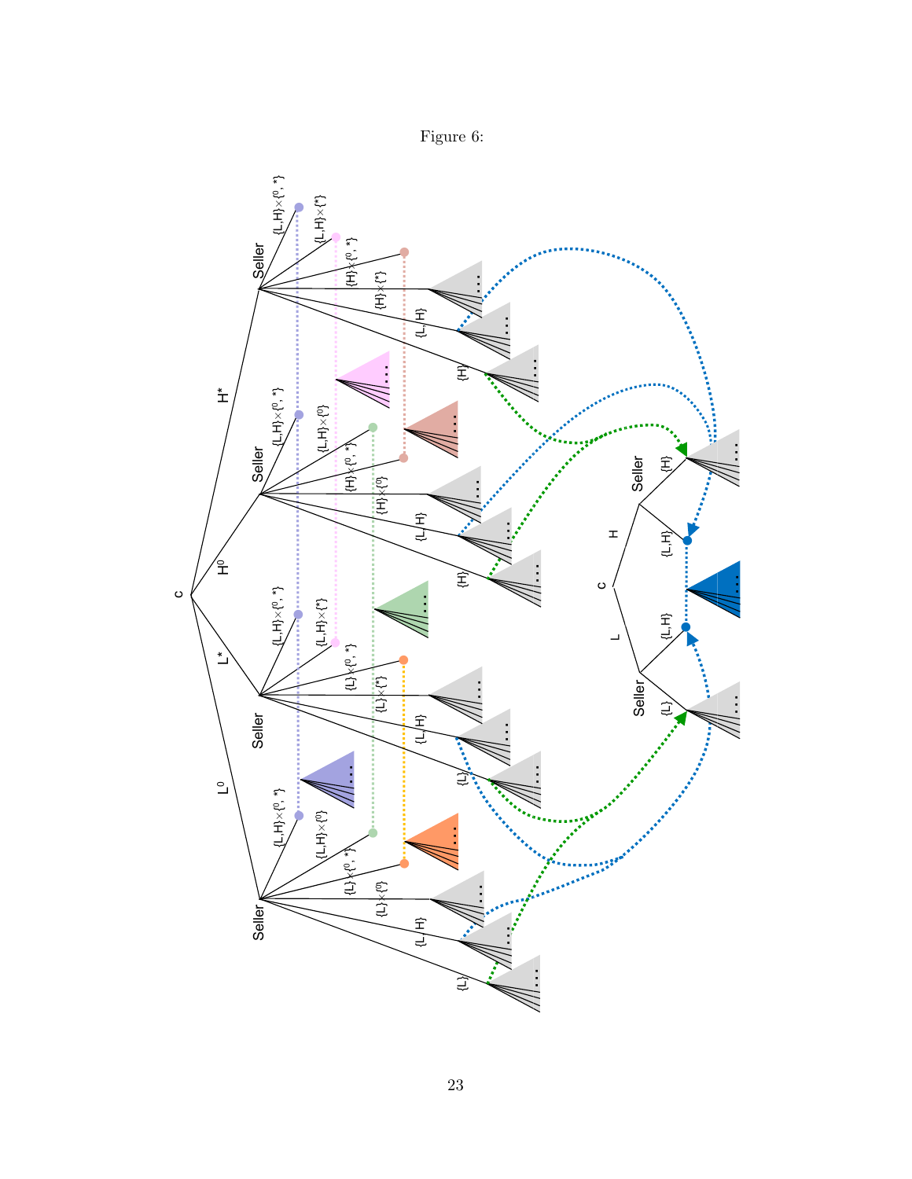Figure 6: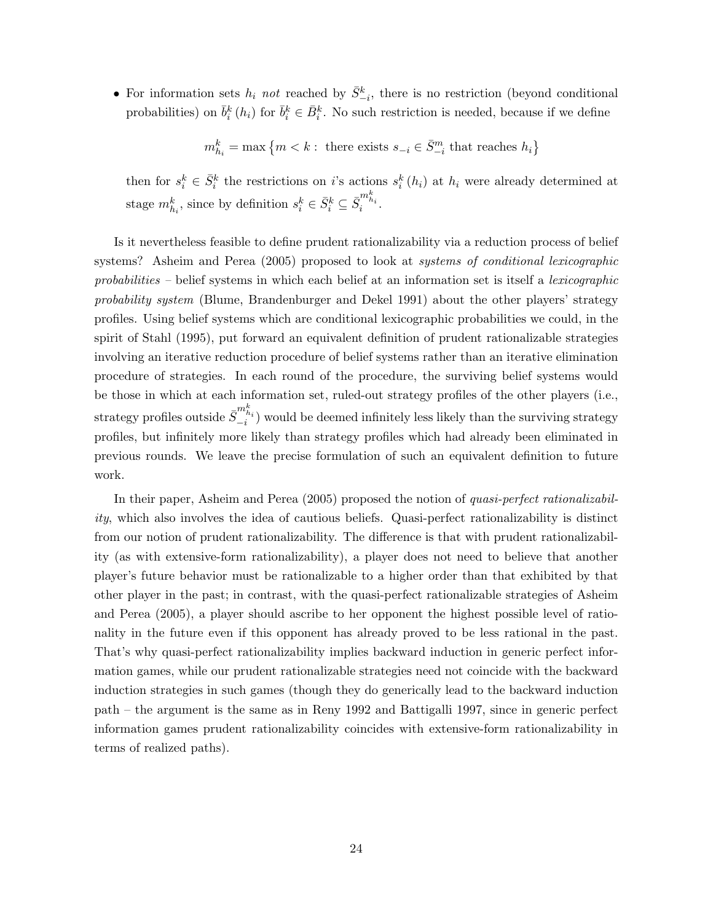- For information sets $h_i$ *not* reached by $\bar{S}^k_{-i}$, there is no restriction (beyond conditional probabilities) on $\bar{b}^k_i(h_i)$ for $\bar{b}^k_i \in \bar{B}^k_i$. No such restriction is needed, because if we define

$$m^k_{h_i} = \max\left\{m < k : \text{ there exists } s_{-i} \in \bar{S}^m_{-i} \text{ that reaches } h_i\right\}$$

then for $s^k_i \in \bar{S}^k_i$ the restrictions on $i$'s actions $s^k_i(h_i)$ at $h_i$ were already determined at stage $m^k_{h_i}$, since by definition $s^k_i \in \bar{S}^k_i \subseteq \bar{S}^{m^k_{h_i}}_i$.

Is it nevertheless feasible to define prudent rationalizability via a reduction process of belief systems? Asheim and Perea (2005) proposed to look at *systems of conditional lexicographic probabilities* – belief systems in which each belief at an information set is itself a *lexicographic probability system* (Blume, Brandenburger and Dekel 1991) about the other players' strategy profiles. Using belief systems which are conditional lexicographic probabilities we could, in the spirit of Stahl (1995), put forward an equivalent definition of prudent rationalizable strategies involving an iterative reduction procedure of belief systems rather than an iterative elimination procedure of strategies. In each round of the procedure, the surviving belief systems would be those in which at each information set, ruled-out strategy profiles of the other players (i.e., strategy profiles outside $\bar{S}^{m^k_{h_i}}_{-i}$) would be deemed infinitely less likely than the surviving strategy profiles, but infinitely more likely than strategy profiles which had already been eliminated in previous rounds. We leave the precise formulation of such an equivalent definition to future work.

In their paper, Asheim and Perea (2005) proposed the notion of *quasi-perfect rationalizability*, which also involves the idea of cautious beliefs. Quasi-perfect rationalizability is distinct from our notion of prudent rationalizability. The difference is that with prudent rationalizability (as with extensive-form rationalizability), a player does not need to believe that another player's future behavior must be rationalizable to a higher order than that exhibited by that other player in the past; in contrast, with the quasi-perfect rationalizable strategies of Asheim and Perea (2005), a player should ascribe to her opponent the highest possible level of rationality in the future even if this opponent has already proved to be less rational in the past. That's why quasi-perfect rationalizability implies backward induction in generic perfect information games, while our prudent rationalizable strategies need not coincide with the backward induction strategies in such games (though they do generically lead to the backward induction path – the argument is the same as in Reny 1992 and Battigalli 1997, since in generic perfect information games prudent rationalizability coincides with extensive-form rationalizability in terms of realized paths).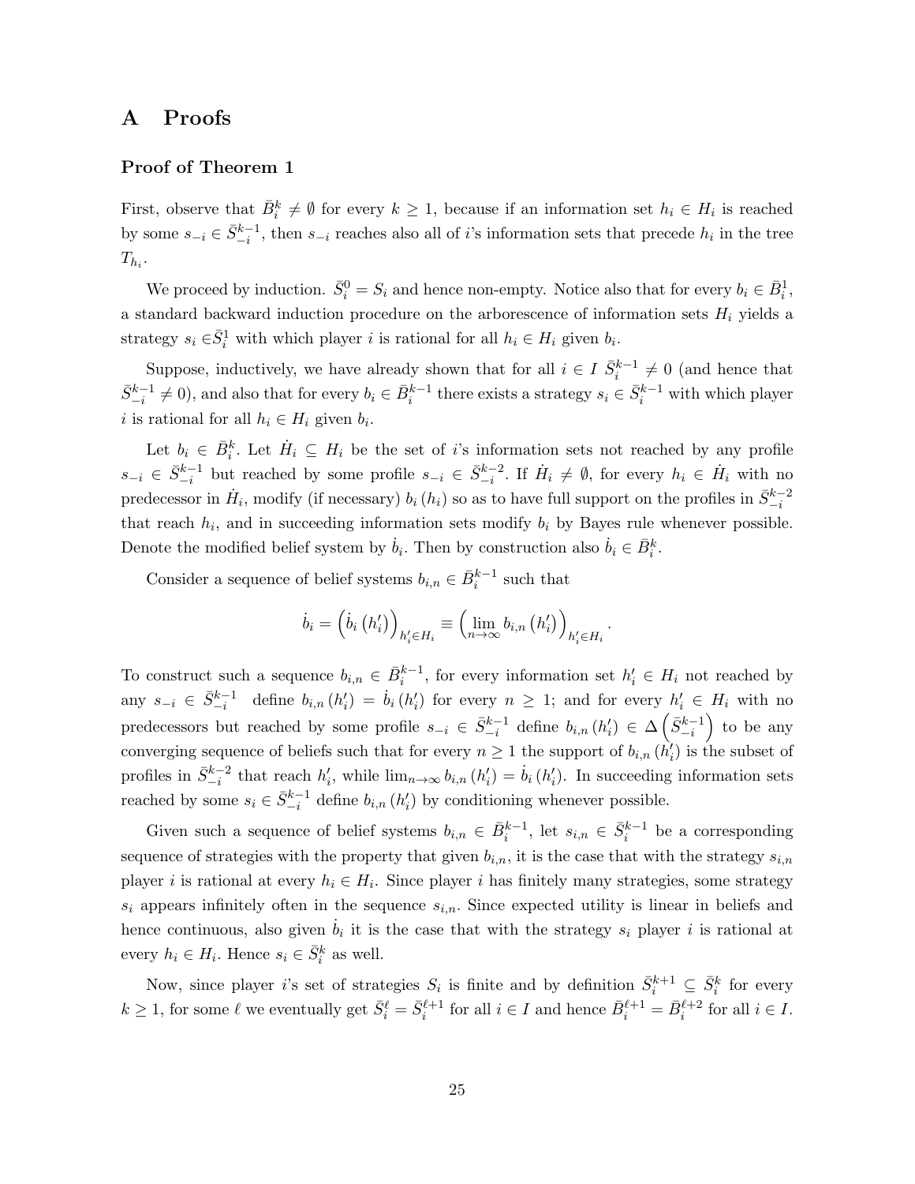# A Proofs

### Proof of Theorem 1

First, observe that $\bar{B}_i^k \neq \emptyset$ for every $k \geq 1$, because if an information set $h_i \in H_i$ is reached by some $s_{-i} \in \bar{S}_{-i}^{k-1}$, then $s_{-i}$ reaches also all of $i$'s information sets that precede $h_i$ in the tree $T_{h_i}$.

We proceed by induction. $\bar{S}_i^0 = S_i$ and hence non-empty. Notice also that for every $b_i \in \bar{B}_i^1$, a standard backward induction procedure on the arborescence of information sets $H_i$ yields a strategy $s_i \in \bar{S}_i^1$ with which player $i$ is rational for all $h_i \in H_i$ given $b_i$.

Suppose, inductively, we have already shown that for all $i \in I$ $\bar{S}_i^{k-1} \neq 0$ (and hence that $\bar{S}_{-i}^{k-1} \neq 0$), and also that for every $b_i \in \bar{B}_i^{k-1}$ there exists a strategy $s_i \in \bar{S}_i^{k-1}$ with which player $i$ is rational for all $h_i \in H_i$ given $b_i$.

Let $b_i \in \bar{B}_i^k$. Let $\dot{H}_i \subseteq H_i$ be the set of $i$'s information sets not reached by any profile $s_{-i} \in \bar{S}_{-i}^{k-1}$ but reached by some profile $s_{-i} \in \bar{S}_{-i}^{k-2}$. If $\dot{H}_i \neq \emptyset$, for every $h_i \in \dot{H}_i$ with no predecessor in $\dot{H}_i$, modify (if necessary) $b_i(h_i)$ so as to have full support on the profiles in $\bar{S}_{-i}^{k-2}$ that reach $h_i$, and in succeeding information sets modify $b_i$ by Bayes rule whenever possible. Denote the modified belief system by $\dot{b}_i$. Then by construction also $\dot{b}_i \in \bar{B}_i^k$.

Consider a sequence of belief systems $b_{i,n} \in \bar{B}_i^{k-1}$ such that

$$\dot{b}_i = \left(\dot{b}_i(h_i')\right)_{h_i' \in H_i} \equiv \left(\lim_{n \to \infty} b_{i,n}(h_i')\right)_{h_i' \in H_i}.$$

To construct such a sequence $b_{i,n} \in \bar{B}_i^{k-1}$, for every information set $h_i' \in H_i$ not reached by any $s_{-i} \in \bar{S}_{-i}^{k-1}$ define $b_{i,n}(h_i') = \dot{b}_i(h_i')$ for every $n \geq 1$; and for every $h_i' \in H_i$ with no predecessors but reached by some profile $s_{-i} \in \bar{S}_{-i}^{k-1}$ define $b_{i,n}(h_i') \in \Delta\left(\bar{S}_{-i}^{k-1}\right)$ to be any converging sequence of beliefs such that for every $n \geq 1$ the support of $b_{i,n}(h_i')$ is the subset of profiles in $\bar{S}_{-i}^{k-2}$ that reach $h_i'$, while $\lim_{n \to \infty} b_{i,n}(h_i') = \dot{b}_i(h_i')$. In succeeding information sets reached by some $s_i \in \bar{S}_{-i}^{k-1}$ define $b_{i,n}(h_i')$ by conditioning whenever possible.

Given such a sequence of belief systems $b_{i,n} \in \bar{B}_i^{k-1}$, let $s_{i,n} \in \bar{S}_i^{k-1}$ be a corresponding sequence of strategies with the property that given $b_{i,n}$, it is the case that with the strategy $s_{i,n}$ player $i$ is rational at every $h_i \in H_i$. Since player $i$ has finitely many strategies, some strategy $s_i$ appears infinitely often in the sequence $s_{i,n}$. Since expected utility is linear in beliefs and hence continuous, also given $\dot{b}_i$ it is the case that with the strategy $s_i$ player $i$ is rational at every $h_i \in H_i$. Hence $s_i \in \bar{S}_i^k$ as well.

Now, since player $i$'s set of strategies $S_i$ is finite and by definition $\bar{S}_i^{k+1} \subseteq \bar{S}_i^k$ for every $k \geq 1$, for some $\ell$ we eventually get $\bar{S}_i^\ell = \bar{S}_i^{\ell+1}$ for all $i \in I$ and hence $\bar{B}_i^{\ell+1} = \bar{B}_i^{\ell+2}$ for all $i \in I$.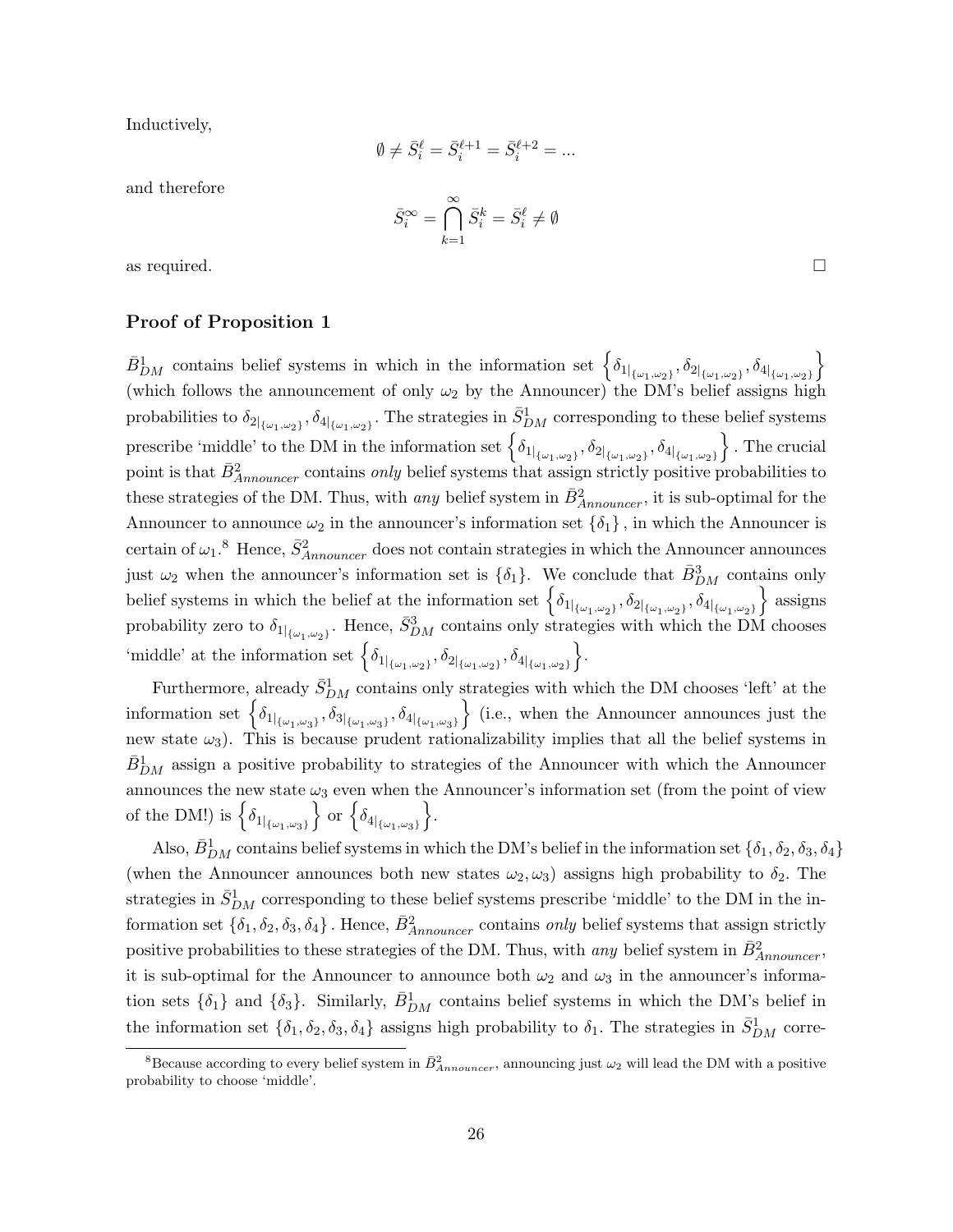Inductively,

$$\emptyset \neq \bar{S}_i^{\ell} = \bar{S}_i^{\ell+1} = \bar{S}_i^{\ell+2} = ...$$

and therefore

$$\bar{S}_i^{\infty} = \bigcap_{k=1}^{\infty} \bar{S}_i^k = \bar{S}_i^{\ell} \neq \emptyset$$

as required. □

### Proof of Proposition 1

$\bar{B}_{DM}^1$ contains belief systems in which in the information set $\left\{\delta_{1|_{\{\omega_1,\omega_2\}}}, \delta_{2|_{\{\omega_1,\omega_2\}}}, \delta_{4|_{\{\omega_1,\omega_2\}}}\right\}$ (which follows the announcement of only $\omega_2$ by the Announcer) the DM's belief assigns high probabilities to $\delta_{2|_{\{\omega_1,\omega_2\}}}, \delta_{4|_{\{\omega_1,\omega_2\}}}$. The strategies in $\bar{S}_{DM}^1$ corresponding to these belief systems prescribe 'middle' to the DM in the information set $\left\{\delta_{1|_{\{\omega_1,\omega_2\}}}, \delta_{2|_{\{\omega_1,\omega_2\}}}, \delta_{4|_{\{\omega_1,\omega_2\}}}\right\}$. The crucial point is that $\bar{B}_{Announcer}^2$ contains *only* belief systems that assign strictly positive probabilities to these strategies of the DM. Thus, with *any* belief system in $\bar{B}_{Announcer}^2$, it is sub-optimal for the Announcer to announce $\omega_2$ in the announcer's information set $\{\delta_1\}$, in which the Announcer is certain of $\omega_1$.[8] Hence, $\bar{S}_{Announcer}^2$ does not contain strategies in which the Announcer announces just $\omega_2$ when the announcer's information set is $\{\delta_1\}$. We conclude that $\bar{B}_{DM}^3$ contains only belief systems in which the belief at the information set $\left\{\delta_{1|_{\{\omega_1,\omega_2\}}}, \delta_{2|_{\{\omega_1,\omega_2\}}}, \delta_{4|_{\{\omega_1,\omega_2\}}}\right\}$ assigns probability zero to $\delta_{1|_{\{\omega_1,\omega_2\}}}$. Hence, $\bar{S}_{DM}^3$ contains only strategies with which the DM chooses 'middle' at the information set $\left\{\delta_{1|_{\{\omega_1,\omega_2\}}}, \delta_{2|_{\{\omega_1,\omega_2\}}}, \delta_{4|_{\{\omega_1,\omega_2\}}}\right\}$.

Furthermore, already $\bar{S}_{DM}^1$ contains only strategies with which the DM chooses 'left' at the information set $\left\{\delta_{1|_{\{\omega_1,\omega_3\}}}, \delta_{3|_{\{\omega_1,\omega_3\}}}, \delta_{4|_{\{\omega_1,\omega_3\}}}\right\}$ (i.e., when the Announcer announces just the new state $\omega_3$). This is because prudent rationalizability implies that all the belief systems in $\bar{B}_{DM}^1$ assign a positive probability to strategies of the Announcer with which the Announcer announces the new state $\omega_3$ even when the Announcer's information set (from the point of view of the DM!) is $\left\{\delta_{1|_{\{\omega_1,\omega_3\}}}\right\}$ or $\left\{\delta_{4|_{\{\omega_1,\omega_3\}}}\right\}$.

Also, $\bar{B}_{DM}^1$ contains belief systems in which the DM's belief in the information set $\{\delta_1, \delta_2, \delta_3, \delta_4\}$ (when the Announcer announces both new states $\omega_2, \omega_3$) assigns high probability to $\delta_2$. The strategies in $\bar{S}_{DM}^1$ corresponding to these belief systems prescribe 'middle' to the DM in the information set $\{\delta_1, \delta_2, \delta_3, \delta_4\}$. Hence, $\bar{B}_{Announcer}^2$ contains *only* belief systems that assign strictly positive probabilities to these strategies of the DM. Thus, with *any* belief system in $\bar{B}_{Announcer}^2$, it is sub-optimal for the Announcer to announce both $\omega_2$ and $\omega_3$ in the announcer's information sets $\{\delta_1\}$ and $\{\delta_3\}$. Similarly, $\bar{B}_{DM}^1$ contains belief systems in which the DM's belief in the information set $\{\delta_1, \delta_2, \delta_3, \delta_4\}$ assigns high probability to $\delta_1$. The strategies in $\bar{S}_{DM}^1$ corre-

[8] Because according to every belief system in $\bar{B}_{Announcer}^2$, announcing just $\omega_2$ will lead the DM with a positive probability to choose 'middle'.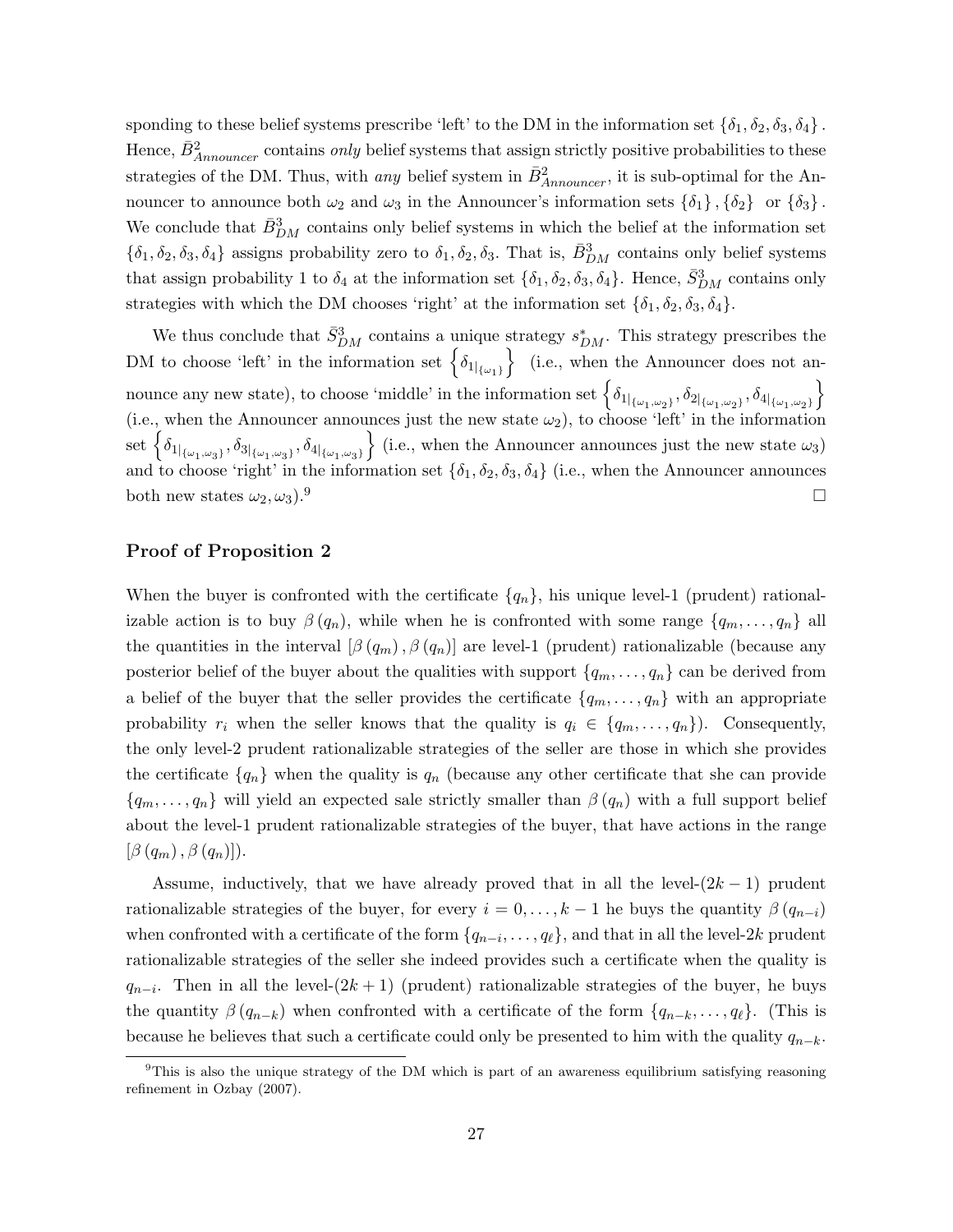sponding to these belief systems prescribe 'left' to the DM in the information set $\{\delta_1, \delta_2, \delta_3, \delta_4\}$. Hence, $\bar{B}^2_{Announcer}$ contains *only* belief systems that assign strictly positive probabilities to these strategies of the DM. Thus, with *any* belief system in $\bar{B}^2_{Announcer}$, it is sub-optimal for the Announcer to announce both $\omega_2$ and $\omega_3$ in the Announcer's information sets $\{\delta_1\}, \{\delta_2\}$ or $\{\delta_3\}$. We conclude that $\bar{B}^3_{DM}$ contains only belief systems in which the belief at the information set $\{\delta_1, \delta_2, \delta_3, \delta_4\}$ assigns probability zero to $\delta_1, \delta_2, \delta_3$. That is, $\bar{B}^3_{DM}$ contains only belief systems that assign probability 1 to $\delta_4$ at the information set $\{\delta_1, \delta_2, \delta_3, \delta_4\}$. Hence, $\bar{S}^3_{DM}$ contains only strategies with which the DM chooses 'right' at the information set $\{\delta_1, \delta_2, \delta_3, \delta_4\}$.

We thus conclude that $\bar{S}^3_{DM}$ contains a unique strategy $s^*_{DM}$. This strategy prescribes the DM to choose 'left' in the information set $\left\{\delta_{1|_{\{\omega_1\}}}\right\}$ (i.e., when the Announcer does not announce any new state), to choose 'middle' in the information set $\left\{\delta_{1|_{\{\omega_1,\omega_2\}}}, \delta_{2|_{\{\omega_1,\omega_2\}}}, \delta_{4|_{\{\omega_1,\omega_2\}}}\right\}$ (i.e., when the Announcer announces just the new state $\omega_2$), to choose 'left' in the information set $\left\{\delta_{1|_{\{\omega_1,\omega_3\}}}, \delta_{3|_{\{\omega_1,\omega_3\}}}, \delta_{4|_{\{\omega_1,\omega_3\}}}\right\}$ (i.e., when the Announcer announces just the new state $\omega_3$) and to choose 'right' in the information set $\{\delta_1, \delta_2, \delta_3, \delta_4\}$ (i.e., when the Announcer announces both new states $\omega_2, \omega_3$).[9] □

### Proof of Proposition 2

When the buyer is confronted with the certificate $\{q_n\}$, his unique level-1 (prudent) rationalizable action is to buy $\beta(q_n)$, while when he is confronted with some range $\{q_m, \ldots, q_n\}$ all the quantities in the interval $[\beta(q_m), \beta(q_n)]$ are level-1 (prudent) rationalizable (because any posterior belief of the buyer about the qualities with support $\{q_m, \ldots, q_n\}$ can be derived from a belief of the buyer that the seller provides the certificate $\{q_m, \ldots, q_n\}$ with an appropriate probability $r_i$ when the seller knows that the quality is $q_i \in \{q_m, \ldots, q_n\}$). Consequently, the only level-2 prudent rationalizable strategies of the seller are those in which she provides the certificate $\{q_n\}$ when the quality is $q_n$ (because any other certificate that she can provide $\{q_m, \ldots, q_n\}$ will yield an expected sale strictly smaller than $\beta(q_n)$ with a full support belief about the level-1 prudent rationalizable strategies of the buyer, that have actions in the range $[\beta(q_m), \beta(q_n)]$).

Assume, inductively, that we have already proved that in all the level-$(2k-1)$ prudent rationalizable strategies of the buyer, for every $i = 0, \ldots, k-1$ he buys the quantity $\beta(q_{n-i})$ when confronted with a certificate of the form $\{q_{n-i}, \ldots, q_\ell\}$, and that in all the level-$2k$ prudent rationalizable strategies of the seller she indeed provides such a certificate when the quality is $q_{n-i}$. Then in all the level-$(2k+1)$ (prudent) rationalizable strategies of the buyer, he buys the quantity $\beta(q_{n-k})$ when confronted with a certificate of the form $\{q_{n-k}, \ldots, q_\ell\}$. (This is because he believes that such a certificate could only be presented to him with the quality $q_{n-k}$.

[9] This is also the unique strategy of the DM which is part of an awareness equilibrium satisfying reasoning refinement in Ozbay (2007).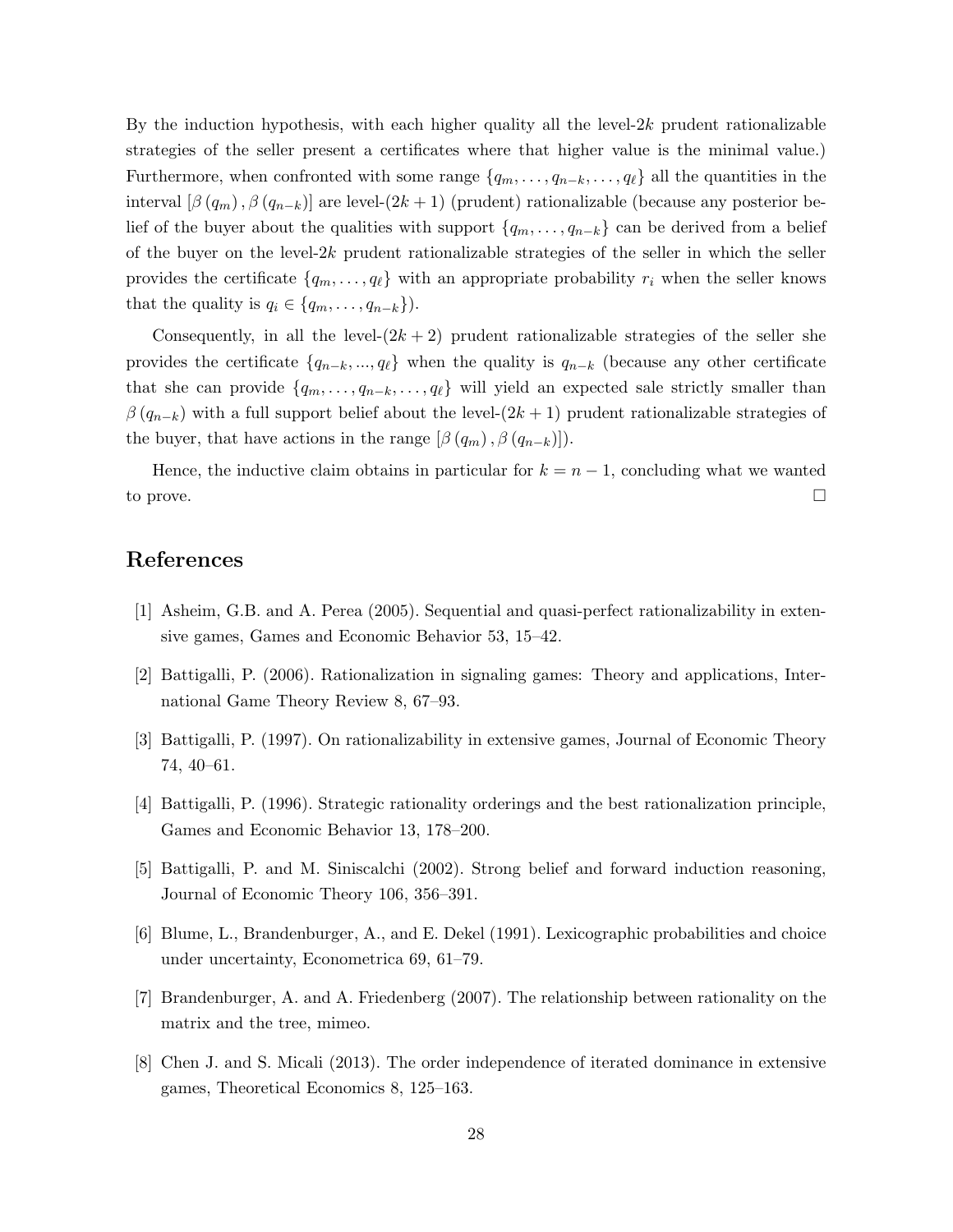By the induction hypothesis, with each higher quality all the level-$2k$ prudent rationalizable strategies of the seller present a certificates where that higher value is the minimal value.) Furthermore, when confronted with some range $\{q_m, \ldots, q_{n-k}, \ldots, q_\ell\}$ all the quantities in the interval $[\beta(q_m), \beta(q_{n-k})]$ are level-$(2k+1)$ (prudent) rationalizable (because any posterior belief of the buyer about the qualities with support $\{q_m, \ldots, q_{n-k}\}$ can be derived from a belief of the buyer on the level-$2k$ prudent rationalizable strategies of the seller in which the seller provides the certificate $\{q_m, \ldots, q_\ell\}$ with an appropriate probability $r_i$ when the seller knows that the quality is $q_i \in \{q_m, \ldots, q_{n-k}\}$).

Consequently, in all the level-$(2k+2)$ prudent rationalizable strategies of the seller she provides the certificate $\{q_{n-k}, ..., q_\ell\}$ when the quality is $q_{n-k}$ (because any other certificate that she can provide $\{q_m, \ldots, q_{n-k}, \ldots, q_\ell\}$ will yield an expected sale strictly smaller than $\beta(q_{n-k})$ with a full support belief about the level-$(2k+1)$ prudent rationalizable strategies of the buyer, that have actions in the range $[\beta(q_m), \beta(q_{n-k})]$).

Hence, the inductive claim obtains in particular for $k = n-1$, concluding what we wanted to prove. $\square$

## References

[1] Asheim, G.B. and A. Perea (2005). Sequential and quasi-perfect rationalizability in extensive games, Games and Economic Behavior 53, 15–42.

[2] Battigalli, P. (2006). Rationalization in signaling games: Theory and applications, International Game Theory Review 8, 67–93.

[3] Battigalli, P. (1997). On rationalizability in extensive games, Journal of Economic Theory 74, 40–61.

[4] Battigalli, P. (1996). Strategic rationality orderings and the best rationalization principle, Games and Economic Behavior 13, 178–200.

[5] Battigalli, P. and M. Siniscalchi (2002). Strong belief and forward induction reasoning, Journal of Economic Theory 106, 356–391.

[6] Blume, L., Brandenburger, A., and E. Dekel (1991). Lexicographic probabilities and choice under uncertainty, Econometrica 69, 61–79.

[7] Brandenburger, A. and A. Friedenberg (2007). The relationship between rationality on the matrix and the tree, mimeo.

[8] Chen J. and S. Micali (2013). The order independence of iterated dominance in extensive games, Theoretical Economics 8, 125–163.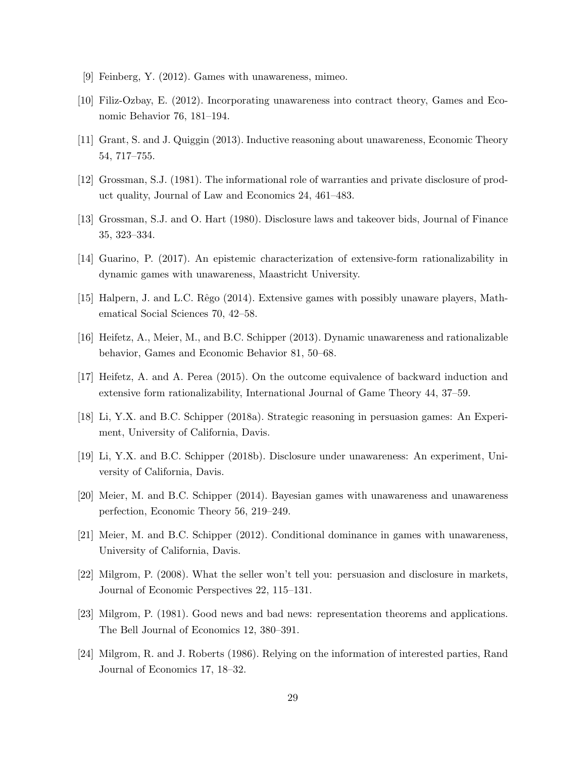[9] Feinberg, Y. (2012). Games with unawareness, mimeo.

[10] Filiz-Ozbay, E. (2012). Incorporating unawareness into contract theory, Games and Economic Behavior 76, 181–194.

[11] Grant, S. and J. Quiggin (2013). Inductive reasoning about unawareness, Economic Theory 54, 717–755.

[12] Grossman, S.J. (1981). The informational role of warranties and private disclosure of product quality, Journal of Law and Economics 24, 461–483.

[13] Grossman, S.J. and O. Hart (1980). Disclosure laws and takeover bids, Journal of Finance 35, 323–334.

[14] Guarino, P. (2017). An epistemic characterization of extensive-form rationalizability in dynamic games with unawareness, Maastricht University.

[15] Halpern, J. and L.C. Rêgo (2014). Extensive games with possibly unaware players, Mathematical Social Sciences 70, 42–58.

[16] Heifetz, A., Meier, M., and B.C. Schipper (2013). Dynamic unawareness and rationalizable behavior, Games and Economic Behavior 81, 50–68.

[17] Heifetz, A. and A. Perea (2015). On the outcome equivalence of backward induction and extensive form rationalizability, International Journal of Game Theory 44, 37–59.

[18] Li, Y.X. and B.C. Schipper (2018a). Strategic reasoning in persuasion games: An Experiment, University of California, Davis.

[19] Li, Y.X. and B.C. Schipper (2018b). Disclosure under unawareness: An experiment, University of California, Davis.

[20] Meier, M. and B.C. Schipper (2014). Bayesian games with unawareness and unawareness perfection, Economic Theory 56, 219–249.

[21] Meier, M. and B.C. Schipper (2012). Conditional dominance in games with unawareness, University of California, Davis.

[22] Milgrom, P. (2008). What the seller won't tell you: persuasion and disclosure in markets, Journal of Economic Perspectives 22, 115–131.

[23] Milgrom, P. (1981). Good news and bad news: representation theorems and applications. The Bell Journal of Economics 12, 380–391.

[24] Milgrom, R. and J. Roberts (1986). Relying on the information of interested parties, Rand Journal of Economics 17, 18–32.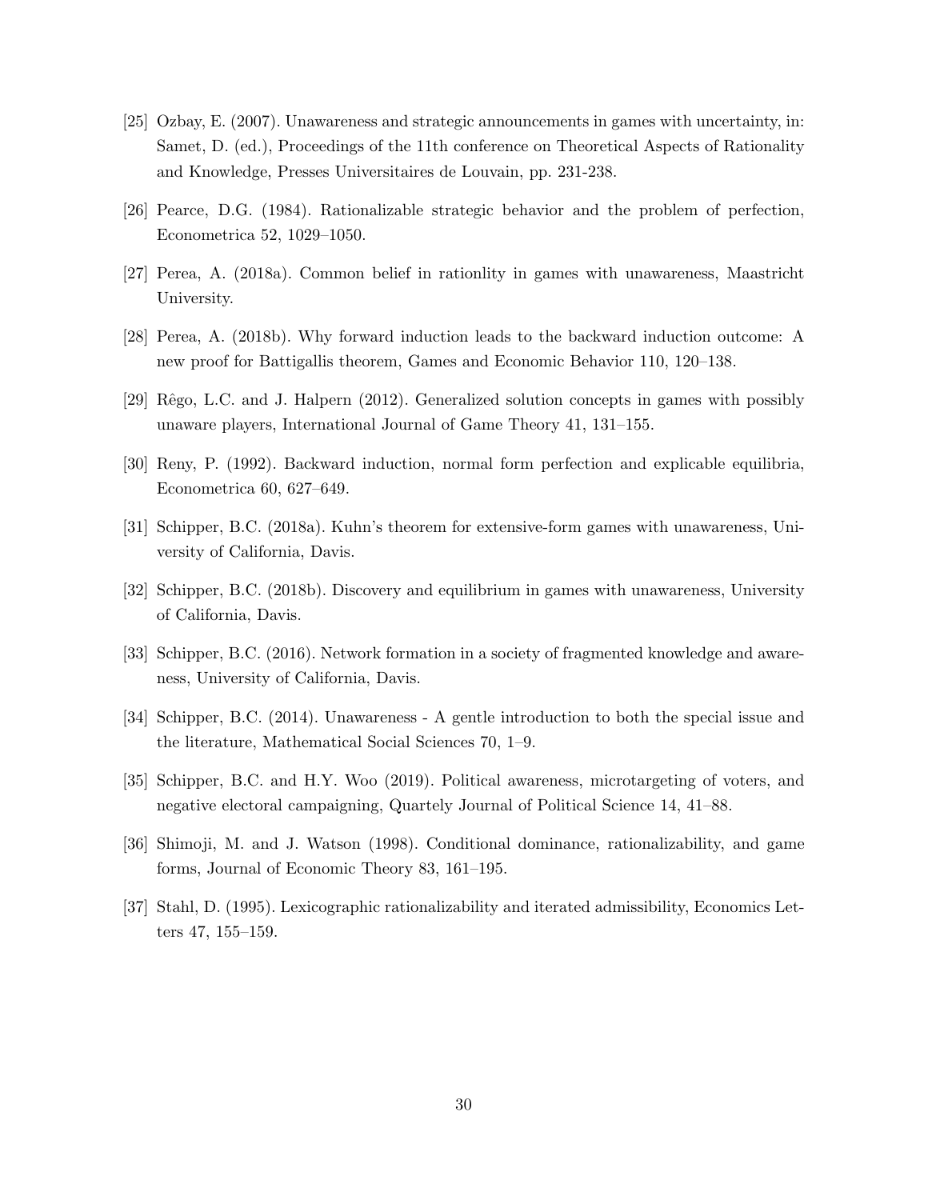[25] Ozbay, E. (2007). Unawareness and strategic announcements in games with uncertainty, in: Samet, D. (ed.), Proceedings of the 11th conference on Theoretical Aspects of Rationality and Knowledge, Presses Universitaires de Louvain, pp. 231-238.

[26] Pearce, D.G. (1984). Rationalizable strategic behavior and the problem of perfection, Econometrica 52, 1029–1050.

[27] Perea, A. (2018a). Common belief in rationlity in games with unawareness, Maastricht University.

[28] Perea, A. (2018b). Why forward induction leads to the backward induction outcome: A new proof for Battigallis theorem, Games and Economic Behavior 110, 120–138.

[29] Rêgo, L.C. and J. Halpern (2012). Generalized solution concepts in games with possibly unaware players, International Journal of Game Theory 41, 131–155.

[30] Reny, P. (1992). Backward induction, normal form perfection and explicable equilibria, Econometrica 60, 627–649.

[31] Schipper, B.C. (2018a). Kuhn's theorem for extensive-form games with unawareness, University of California, Davis.

[32] Schipper, B.C. (2018b). Discovery and equilibrium in games with unawareness, University of California, Davis.

[33] Schipper, B.C. (2016). Network formation in a society of fragmented knowledge and awareness, University of California, Davis.

[34] Schipper, B.C. (2014). Unawareness - A gentle introduction to both the special issue and the literature, Mathematical Social Sciences 70, 1–9.

[35] Schipper, B.C. and H.Y. Woo (2019). Political awareness, microtargeting of voters, and negative electoral campaigning, Quartely Journal of Political Science 14, 41–88.

[36] Shimoji, M. and J. Watson (1998). Conditional dominance, rationalizability, and game forms, Journal of Economic Theory 83, 161–195.

[37] Stahl, D. (1995). Lexicographic rationalizability and iterated admissibility, Economics Letters 47, 155–159.